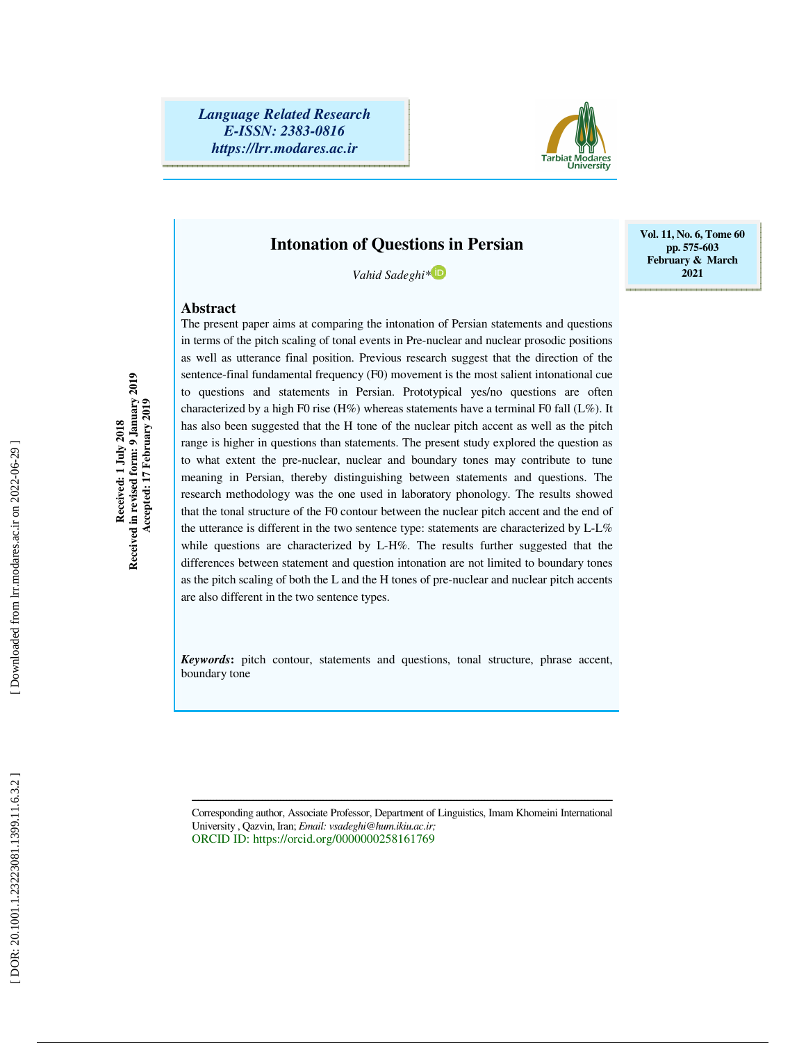Language Related Research
E-ISSN: 2383-0816
https://lrr.modares.ac.ir

Vol. 11, No. 6, Tome 60
pp. 575-603
February & March 2021

# Intonation of Questions in Persian

*Vahid Sadeghi**

Received: 1 July 2018
Received in revised form: 9 January 2019
Accepted: 17 February 2019

## Abstract

The present paper aims at comparing the intonation of Persian statements and questions in terms of the pitch scaling of tonal events in Pre-nuclear and nuclear prosodic positions as well as utterance final position. Previous research suggest that the direction of the sentence-final fundamental frequency (F0) movement is the most salient intonational cue to questions and statements in Persian. Prototypical yes/no questions are often characterized by a high F0 rise (H%) whereas statements have a terminal F0 fall (L%). It has also been suggested that the H tone of the nuclear pitch accent as well as the pitch range is higher in questions than statements. The present study explored the question as to what extent the pre-nuclear, nuclear and boundary tones may contribute to tune meaning in Persian, thereby distinguishing between statements and questions. The research methodology was the one used in laboratory phonology. The results showed that the tonal structure of the F0 contour between the nuclear pitch accent and the end of the utterance is different in the two sentence type: statements are characterized by L-L% while questions are characterized by L-H%. The results further suggested that the differences between statement and question intonation are not limited to boundary tones as the pitch scaling of both the L and the H tones of pre-nuclear and nuclear pitch accents are also different in the two sentence types.

***Keywords***: pitch contour, statements and questions, tonal structure, phrase accent, boundary tone

---

Corresponding author, Associate Professor, Department of Linguistics, Imam Khomeini International University , Qazvin, Iran; *Email: vsadeghi@hum.ikiu.ac.ir;*
ORCID ID: https://orcid.org/0000000258161769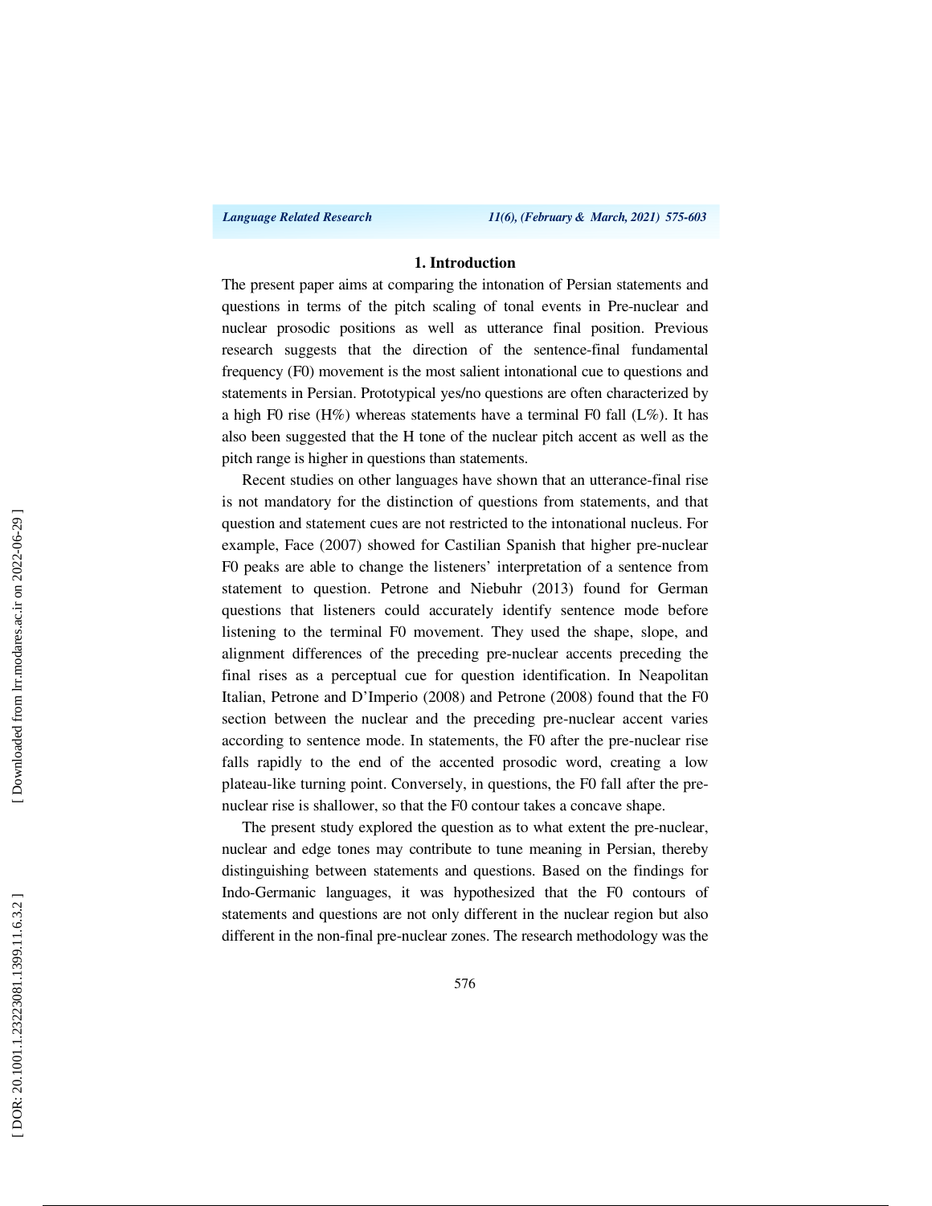## 1. Introduction

The present paper aims at comparing the intonation of Persian statements and questions in terms of the pitch scaling of tonal events in Pre-nuclear and nuclear prosodic positions as well as utterance final position. Previous research suggests that the direction of the sentence-final fundamental frequency (F0) movement is the most salient intonational cue to questions and statements in Persian. Prototypical yes/no questions are often characterized by a high F0 rise (H%) whereas statements have a terminal F0 fall (L%). It has also been suggested that the H tone of the nuclear pitch accent as well as the pitch range is higher in questions than statements.

Recent studies on other languages have shown that an utterance-final rise is not mandatory for the distinction of questions from statements, and that question and statement cues are not restricted to the intonational nucleus. For example, Face (2007) showed for Castilian Spanish that higher pre-nuclear F0 peaks are able to change the listeners' interpretation of a sentence from statement to question. Petrone and Niebuhr (2013) found for German questions that listeners could accurately identify sentence mode before listening to the terminal F0 movement. They used the shape, slope, and alignment differences of the preceding pre-nuclear accents preceding the final rises as a perceptual cue for question identification. In Neapolitan Italian, Petrone and D'Imperio (2008) and Petrone (2008) found that the F0 section between the nuclear and the preceding pre-nuclear accent varies according to sentence mode. In statements, the F0 after the pre-nuclear rise falls rapidly to the end of the accented prosodic word, creating a low plateau-like turning point. Conversely, in questions, the F0 fall after the pre-nuclear rise is shallower, so that the F0 contour takes a concave shape.

The present study explored the question as to what extent the pre-nuclear, nuclear and edge tones may contribute to tune meaning in Persian, thereby distinguishing between statements and questions. Based on the findings for Indo-Germanic languages, it was hypothesized that the F0 contours of statements and questions are not only different in the nuclear region but also different in the non-final pre-nuclear zones. The research methodology was the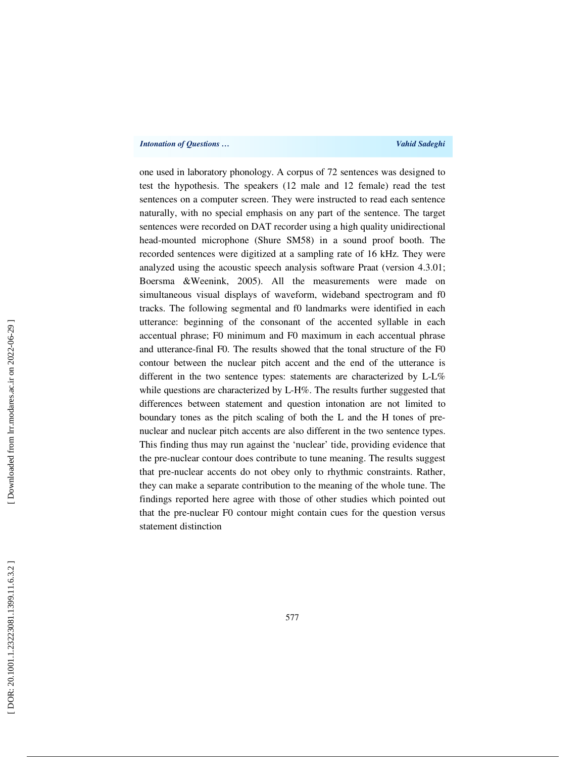one used in laboratory phonology. A corpus of 72 sentences was designed to test the hypothesis. The speakers (12 male and 12 female) read the test sentences on a computer screen. They were instructed to read each sentence naturally, with no special emphasis on any part of the sentence. The target sentences were recorded on DAT recorder using a high quality unidirectional head-mounted microphone (Shure SM58) in a sound proof booth. The recorded sentences were digitized at a sampling rate of 16 kHz. They were analyzed using the acoustic speech analysis software Praat (version 4.3.01; Boersma &Weenink, 2005). All the measurements were made on simultaneous visual displays of waveform, wideband spectrogram and f0 tracks. The following segmental and f0 landmarks were identified in each utterance: beginning of the consonant of the accented syllable in each accentual phrase; F0 minimum and F0 maximum in each accentual phrase and utterance-final F0. The results showed that the tonal structure of the F0 contour between the nuclear pitch accent and the end of the utterance is different in the two sentence types: statements are characterized by L-L% while questions are characterized by L-H%. The results further suggested that differences between statement and question intonation are not limited to boundary tones as the pitch scaling of both the L and the H tones of pre-nuclear and nuclear pitch accents are also different in the two sentence types. This finding thus may run against the 'nuclear' tide, providing evidence that the pre-nuclear contour does contribute to tune meaning. The results suggest that pre-nuclear accents do not obey only to rhythmic constraints. Rather, they can make a separate contribution to the meaning of the whole tune. The findings reported here agree with those of other studies which pointed out that the pre-nuclear F0 contour might contain cues for the question versus statement distinction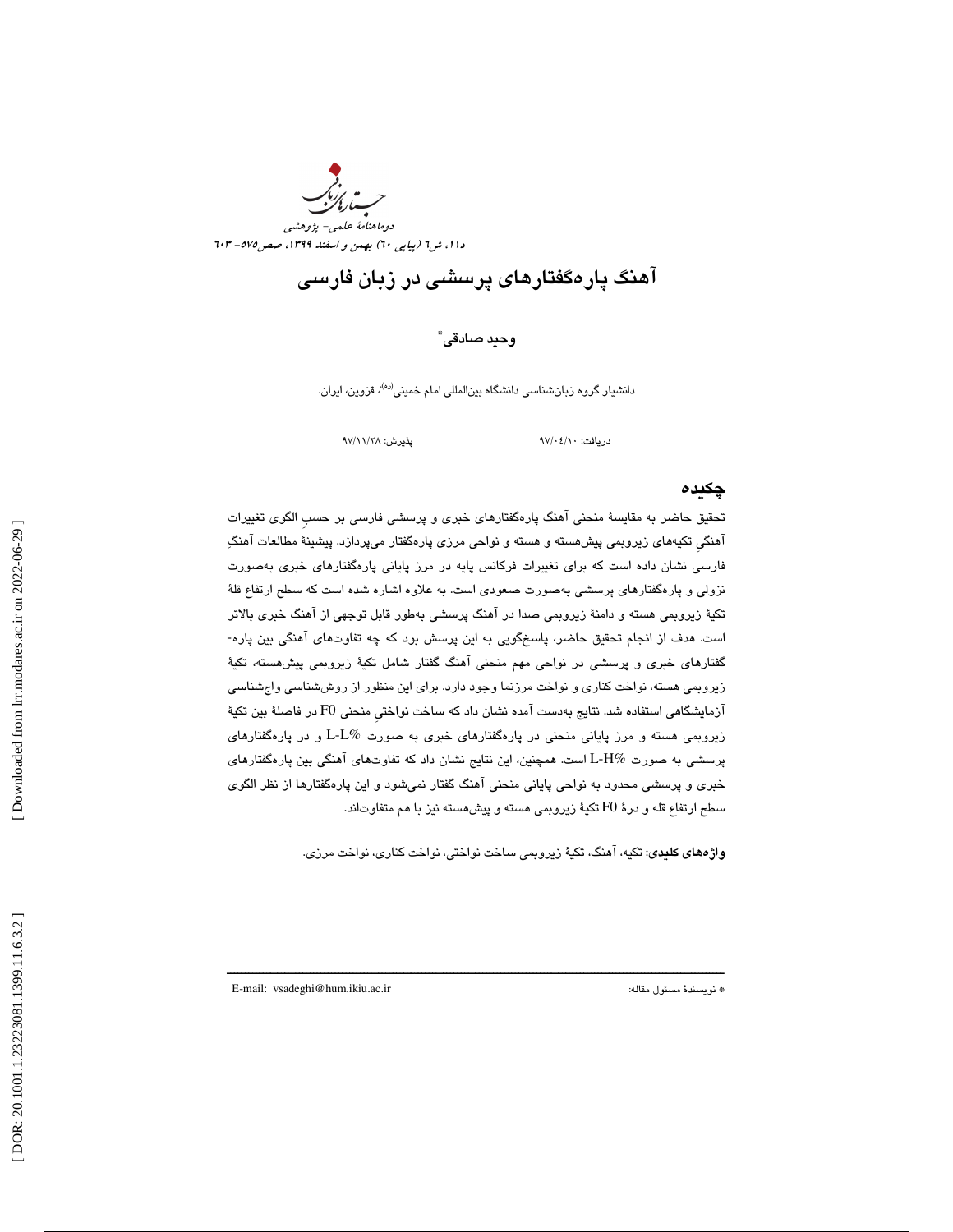# آهنگ پاره‌گفتارهای پرسشی در زبان فارسی

**وحید صادقی** *

دانشیار گروه زبان‌شناسی دانشگاه بین‌المللی امام خمینی (ره)، قزوین، ایران.

دریافت: ۹۷/۰۴/۱۰ &nbsp;&nbsp;&nbsp;&nbsp;&nbsp;&nbsp; پذیرش: ۹۷/۱۱/۲۸

## چکیده

تحقیق حاضر به مقایسهٔ منحنی آهنگ پاره‌گفتارهای خبری و پرسشی فارسی بر حسبِ الگوی تغییرات آهنگیِ تکیه‌های زیروبمی پیش‌هسته و هسته و نواحی مرزی پاره‌گفتار می‌پردازد. پیشینهٔ مطالعات آهنگِ فارسی نشان داده است که برای تغییرات فرکانس پایه در مرز پایانی پاره‌گفتارهای خبری به‌صورت نزولی و پاره‌گفتارهای پرسشی به‌صورت صعودی است. به علاوه اشاره شده است که سطح ارتفاع قلهٔ تکیهٔ زیروبمی هسته و دامنهٔ زیروبمی صدا در آهنگ پرسشی به‌طور قابل توجهی از آهنگ خبری بالاتر است. هدف از انجام تحقیق حاضر، پاسخ‌گویی به این پرسش بود که چه تفاوت‌های آهنگی بین پاره‌گفتارهای خبری و پرسشی در نواحی مهم منحنی آهنگ گفتار شامل تکیهٔ زیروبمی پیش‌هسته، تکیهٔ زیروبمی هسته، نواخت کناری و نواخت مرزنما وجود دارد. برای این منظور از روش‌شناسی واج‌شناسی آزمایشگاهی استفاده شد. نتایج به‌دست آمده نشان داد که ساخت نواختیِ منحنی F0 در فاصلهٔ بین تکیهٔ زیروبمی هسته و مرز پایانی منحنی در پاره‌گفتارهای خبری به صورت L-L% و در پاره‌گفتارهای پرسشی به صورت L-H% است. همچنین، این نتایج نشان داد که تفاوت‌های آهنگی بین پاره‌گفتارهای خبری و پرسشی محدود به نواحی پایانی منحنی آهنگ گفتار نمی‌شود و این پاره‌گفتارها از نظر الگوی سطح ارتفاع قله و درهٔ F0 تکیهٔ زیروبمی هسته و پیش‌هسته نیز با هم متفاوت‌اند.

**واژه‌های کلیدی**: تکیه، آهنگ، تکیهٔ زیروبمی ساخت نواختی، نواخت کناری، نواخت مرزی.

---

\* نویسندهٔ مسئول مقاله: E-mail: vsadeghi@hum.ikiu.ac.ir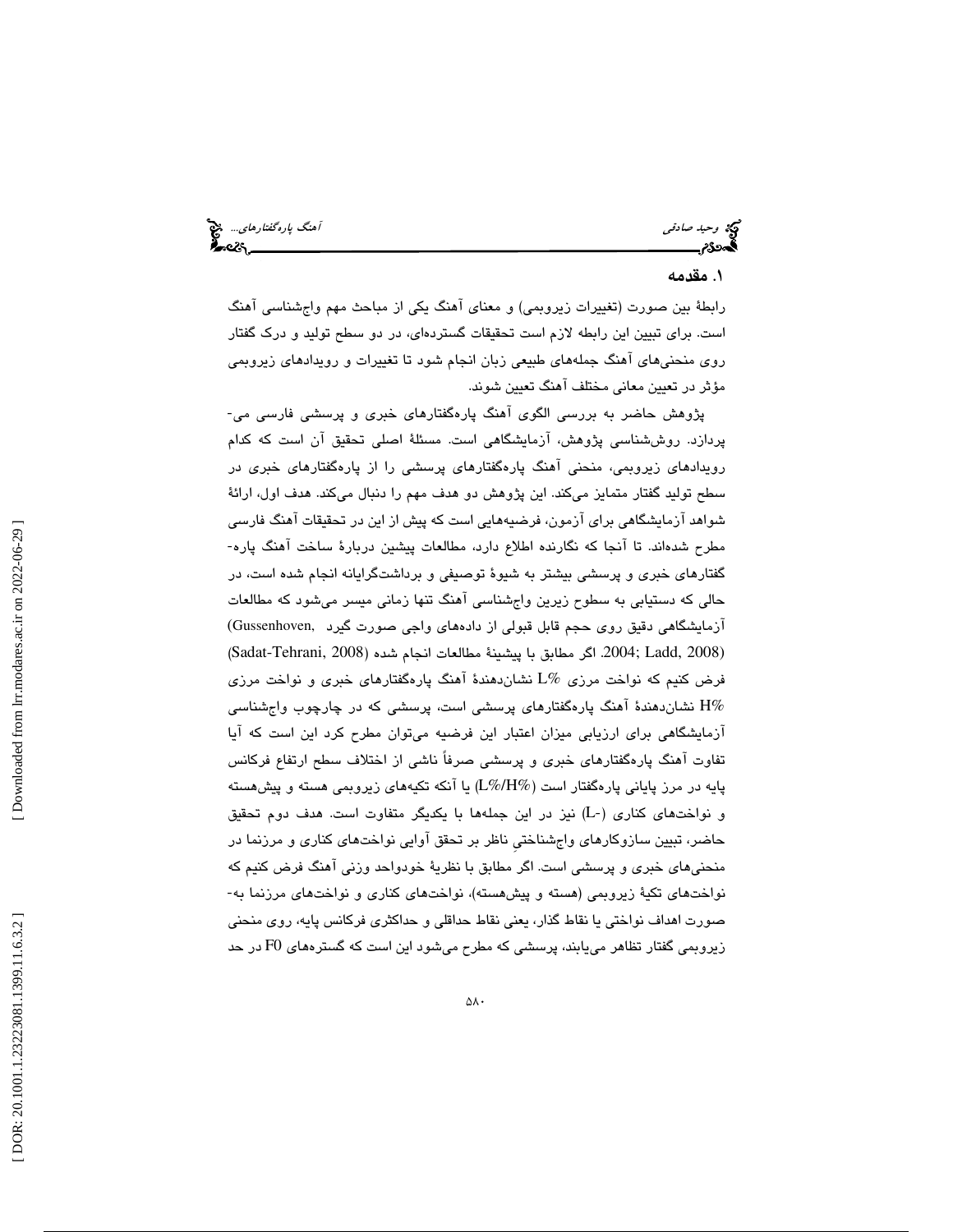## ۱. مقدمه

رابطۀ بین صورت (تغییرات زیروبمی) و معنای آهنگ یکی از مباحث مهم واج‌شناسی آهنگ است. برای تبیین این رابطه لازم است تحقیقات گسترده‌ای، در دو سطح تولید و درک گفتار روی منحنی‌های آهنگ جمله‌های طبیعی زبان انجام شود تا تغییرات و رویدادهای زیروبمی مؤثر در تعیین معانی مختلف آهنگ تعیین شوند.

پژوهش حاضر به بررسی الگوی آهنگ پاره‌گفتارهای خبری و پرسشی فارسی می‌پردازد. روش‌شناسی پژوهش، آزمایشگاهی است. مسئلۀ اصلی تحقیق آن است که کدام رویدادهای زیروبمی، منحنی آهنگ پاره‌گفتارهای پرسشی را از پاره‌گفتارهای خبری در سطح تولید گفتار متمایز می‌کند. این پژوهش دو هدف مهم را دنبال می‌کند. هدف اول، ارائۀ شواهد آزمایشگاهی برای آزمون، فرضیه‌هایی است که پیش از این در تحقیقات آهنگ فارسی مطرح شده‌اند. تا آنجا که نگارنده اطلاع دارد، مطالعات پیشین دربارۀ ساخت آهنگ پاره‌گفتارهای خبری و پرسشی بیشتر به شیوۀ توصیفی و برداشت‌گرایانه انجام شده است، در حالی که دستیابی به سطوح زیرین واج‌شناسی آهنگ تنها زمانی میسر می‌شود که مطالعات آزمایشگاهی دقیق روی حجم قابل قبولی از داده‌های واجی صورت گیرد (Gussenhoven, 2004; Ladd, 2008). اگر مطابق با پیشینۀ مطالعات انجام شده (Sadat-Tehrani, 2008) فرض کنیم که نواخت مرزی L% نشان‌دهندۀ آهنگ پاره‌گفتارهای خبری و نواخت مرزی H% نشان‌دهندۀ آهنگ پاره‌گفتارهای پرسشی است، پرسشی که در چارچوب واج‌شناسی آزمایشگاهی برای ارزیابی میزان اعتبار این فرضیه می‌توان مطرح کرد این است که آیا تفاوت آهنگ پاره‌گفتارهای خبری و پرسشی صرفاً ناشی از اختلاف سطح ارتفاع فرکانس پایه در مرز پایانی پاره‌گفتار است (L%/H%) یا آنکه تکیه‌های زیروبمی هسته و پیش‌هسته و نواخت‌های کناری (L-) نیز در این جمله‌ها با یکدیگر متفاوت است. هدف دوم تحقیق حاضر، تبیین سازوکارهای واج‌شناختیِ ناظر بر تحقق آوایی نواخت‌های کناری و مرزنما در منحنی‌های خبری و پرسشی است. اگر مطابق با نظریۀ خودواحد وزنی آهنگ فرض کنیم که نواخت‌های تکیۀ زیروبمی (هسته و پیش‌هسته)، نواخت‌های کناری و نواخت‌های مرزنما به‌صورت اهداف نواختی یا نقاط گذار، یعنی نقاط حداقلی و حداکثری فرکانس پایه، روی منحنی زیروبمی گفتار تظاهر می‌یابند، پرسشی که مطرح می‌شود این است که گستره‌های F0 در حد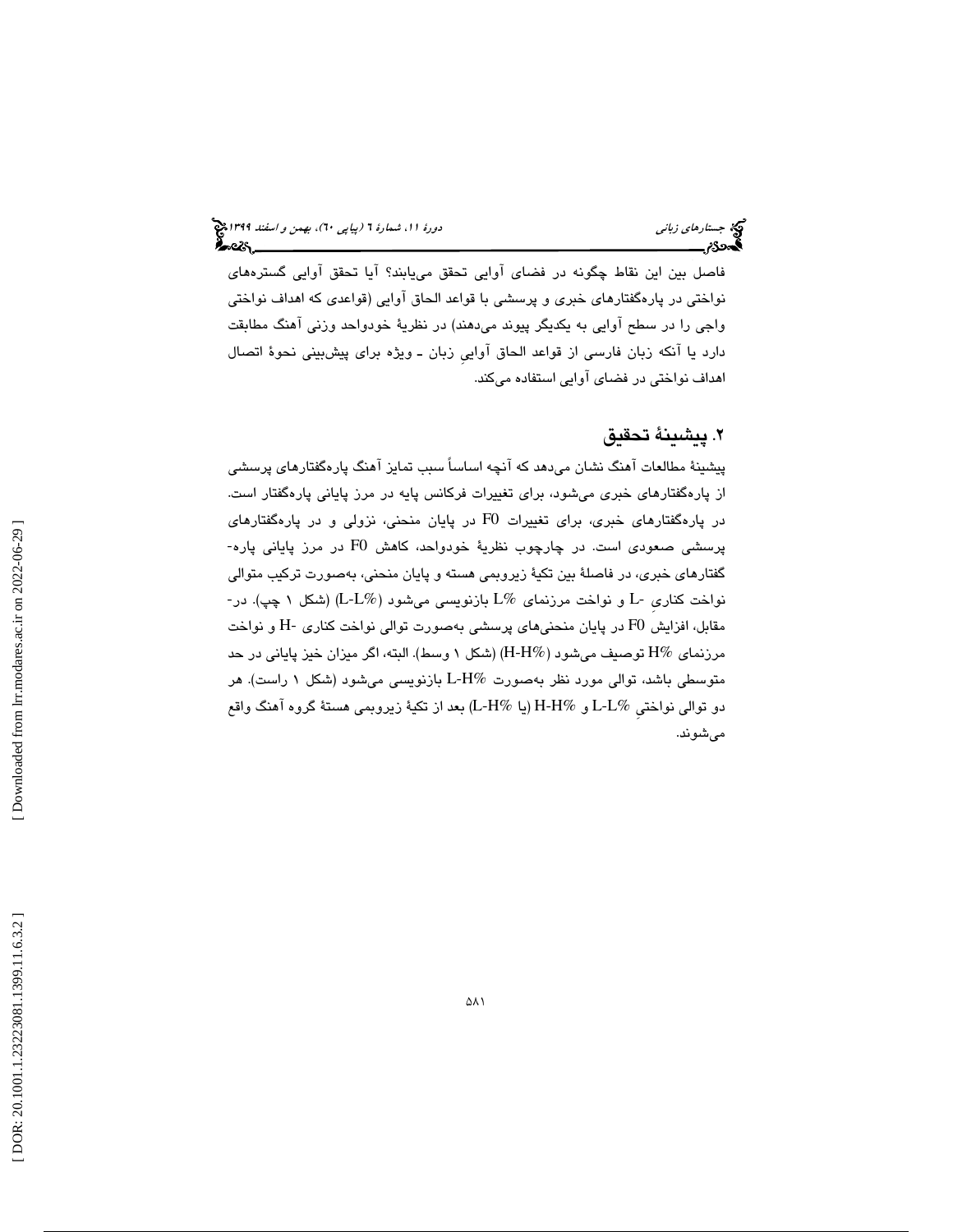فاصل بین این نقاط چگونه در فضای آوایی تحقق می‌یابند؟ آیا تحقق آوایی گستره‌های نواختی در پاره‌گفتارهای خبری و پرسشی با قواعد الحاق آوایی (قواعدی که اهداف نواختی واجی را در سطح آوایی به یکدیگر پیوند می‌دهند) در نظریهٔ خودواحد وزنی آهنگ مطابقت دارد یا آنکه زبان فارسی از قواعد الحاق آواییِ زبان ـ ویژه برای پیش‌بینی نحوهٔ اتصال اهداف نواختی در فضای آوایی استفاده می‌کند.

## ۲. پیشینهٔ تحقیق

پیشینهٔ مطالعات آهنگ نشان می‌دهد که آنچه اساساً سبب تمایز آهنگ پاره‌گفتارهای پرسشی از پاره‌گفتارهای خبری می‌شود، برای تغییرات فرکانس پایه در مرز پایانی پاره‌گفتار است. در پاره‌گفتارهای خبری، برای تغییرات F0 در پایان منحنی، نزولی و در پاره‌گفتارهای پرسشی صعودی است. در چارچوب نظریهٔ خودواحد، کاهش F0 در مرز پایانی پاره-گفتارهای خبری، در فاصلهٔ بین تکیهٔ زیروبمی هسته و پایان منحنی، به‌صورت ترکیب متوالی نواخت کناریِ -L و نواخت مرزنمای L% بازنویسی می‌شود (L-L%) (شکل ۱ چپ). در-مقابل، افزایش F0 در پایان منحنی‌های پرسشی به‌صورت توالی نواخت کناری -H و نواخت مرزنمای H% توصیف می‌شود (H-H%) (شکل ۱ وسط). البته، اگر میزان خیز پایانی در حد متوسطی باشد، توالی مورد نظر به‌صورت L-H% بازنویسی می‌شود (شکل ۱ راست). هر دو توالی نواختیِ L-L% و H-H% (یا L-H%) بعد از تکیهٔ زیروبمی هستهٔ گروه آهنگ واقع می‌شوند.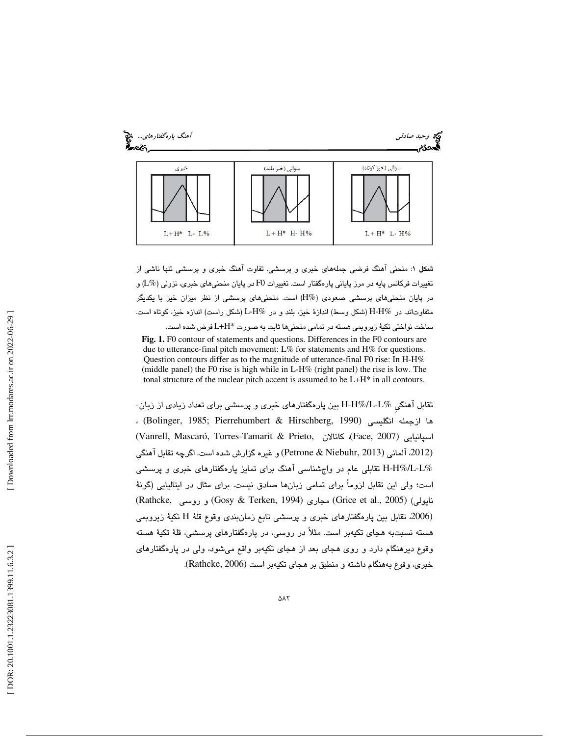| سوالی (خیز کوتاه) | سوالی (خیز بلند) | خبری |
| --- | --- | --- |
| L + H* L- H% | L + H* H- H% | L+H* L- L% |

**شکل ۱**: منحنی آهنگ فرضی جمله‌های خبری و پرسشی. تفاوت آهنگ خبری و پرسشی تنها ناشی از تغییرات فرکانس پایه در مرز پایانی پاره‌گفتار است. تغییرات F0 در پایان منحنی‌های خبری، نزولی (L%) و در پایان منحنی‌های پرسشی صعودی (H%) است. منحنی‌های پرسشی از نظر میزان خیز با یکدیگر متفاوت‌اند. در H-H% (شکل وسط) اندازهٔ خیز، بلند و در L-H% (شکل راست) اندازه خیز، کوتاه است. ساخت نواختی تکیهٔ زیروبمی هسته در تمامی منحنی‌ها ثابت به صورت L+H* فرض شده است.

**Fig. 1.** F0 contour of statements and questions. Differences in the F0 contours are due to utterance-final pitch movement: L% for statements and H% for questions. Question contours differ as to the magnitude of utterance-final F0 rise: In H-H% (middle panel) the F0 rise is high while in L-H% (right panel) the rise is low. The tonal structure of the nuclear pitch accent is assumed to be L+H* in all contours.

تقابل آهنگیِ H-H%/L-L% بین پاره‌گفتارهای خبری و پرسشی برای تعداد زیادی از زبان‌ها ازجمله انگلیسی (Bolinger, 1985; Pierrehumbert & Hirschberg, 1990)، اسپانیایی (Face, 2007)، کاتالان (Vanrell, Mascaró, Torres-Tamarit & Prieto, 2012)، آلمانی (Petrone & Niebuhr, 2013) و غیره گزارش شده است. اگرچه تقابل آهنگیِ H-H%/L-L% تقابلی عام در واج‌شناسی آهنگ برای تمایز پاره‌گفتارهای خبری و پرسشی است؛ ولی این تقابل لزوماً برای تمامی زبان‌ها صادق نیست. برای مثال در ایتالیایی (گونهٔ ناپولی) (Grice et al., 2005) مجاری (Gosy & Terken, 1994) و روسی (Rathcke, 2006)، تقابل بین پاره‌گفتارهای خبری و پرسشی تابع زمان‌بندی وقوع قلهٔ H تکیهٔ زیروبمی هسته نسبت‌به هجای تکیه‌بر است. مثلاً در روسی، در پاره‌گفتارهای پرسشی، قلهٔ تکیهٔ هسته وقوع دیرهنگام دارد و روی هجای بعد از هجای تکیه‌بر واقع می‌شود، ولی در پاره‌گفتارهای خبری، وقوع به‌هنگام داشته و منطبق بر هجای تکیه‌بر است (Rathcke, 2006).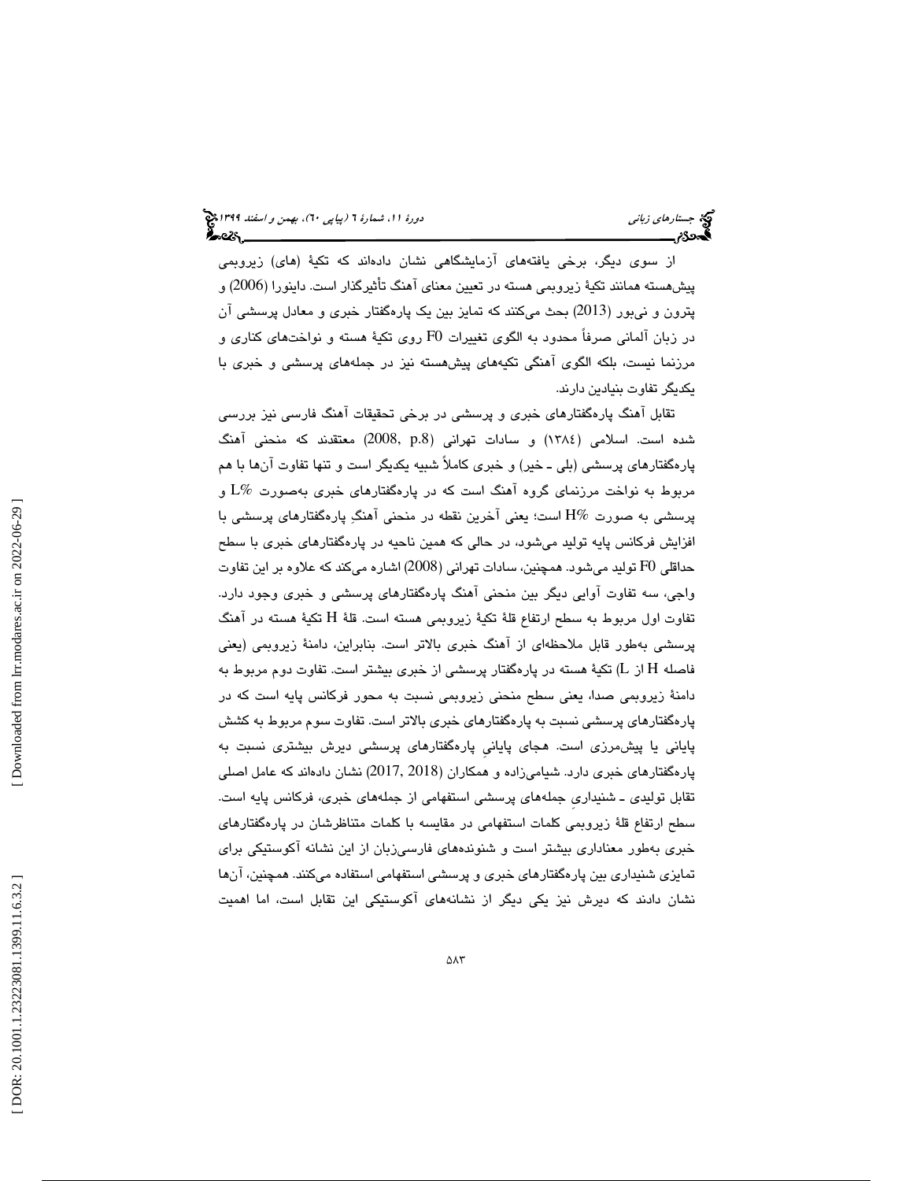از سوی دیگر، برخی یافته‌های آزمایشگاهی نشان داده‌اند که تکیهٔ (های) زیروبمی پیش‌هسته همانند تکیهٔ زیروبمی هسته در تعیین معنای آهنگ تأثیرگذار است. داینورا (2006) و پترون و نی‌بور (2013) بحث می‌کنند که تمایز بین یک پاره‌گفتار خبری و معادل پرسشی آن در زبان آلمانی صرفاً محدود به الگوی تغییرات F0 روی تکیهٔ هسته و نواخت‌های کناری و مرزنما نیست، بلکه الگوی آهنگی تکیه‌های پیش‌هسته نیز در جمله‌های پرسشی و خبری با یکدیگر تفاوت بنیادین دارند.

تقابل آهنگ پاره‌گفتارهای خبری و پرسشی در برخی تحقیقات آهنگ فارسی نیز بررسی شده است. اسلامی (۱۳۸٤) و سادات تهرانی (2008, p.8) معتقدند که منحنی آهنگ پاره‌گفتارهای پرسشی (بلی ـ خیر) و خبری کاملاً شبیه یکدیگر است و تنها تفاوت آن‌ها با هم مربوط به نواخت مرزنمای گروه آهنگ است که در پاره‌گفتارهای خبری به‌صورت L% و پرسشی به صورت H% است؛ یعنی آخرین نقطه در منحنی آهنگِ پاره‌گفتارهای پرسشی با افزایش فرکانس پایه تولید می‌شود، در حالی که همین ناحیه در پاره‌گفتارهای خبری با سطح حداقلی F0 تولید می‌شود. همچنین، سادات تهرانی (2008) اشاره می‌کند که علاوه بر این تفاوت واجی، سه تفاوت آوایی دیگر بین منحنی آهنگ پاره‌گفتارهای پرسشی و خبری وجود دارد. تفاوت اول مربوط به سطح ارتفاع قلهٔ تکیهٔ زیروبمی هسته است. قلهٔ H تکیهٔ هسته در آهنگ پرسشی به‌طور قابل ملاحظه‌ای از آهنگ خبری بالاتر است. بنابراین، دامنهٔ زیروبمی (یعنی فاصله H از L) تکیهٔ هسته در پاره‌گفتار پرسشی از خبری بیشتر است. تفاوت دوم مربوط به دامنهٔ زیروبمی صدا، یعنی سطح منحنی زیروبمی نسبت به محور فرکانس پایه است که در پاره‌گفتارهای پرسشی نسبت به پاره‌گفتارهای خبری بالاتر است. تفاوت سوم مربوط به کشش پایانی یا پیش‌مرزی است. هجای پایانیِ پاره‌گفتارهای پرسشی دیرش بیشتری نسبت به پاره‌گفتارهای خبری دارد. شیامی‌زاده و همکاران (2017, 2018) نشان داده‌اند که عامل اصلی تقابل تولیدی ـ شنیداریِ جمله‌های پرسشی استفهامی از جمله‌های خبری، فرکانس پایه است. سطح ارتفاع قلهٔ زیروبمی کلمات استفهامی در مقایسه با کلمات متناظرشان در پاره‌گفتارهای خبری به‌طور معناداری بیشتر است و شنونده‌های فارسی‌زبان از این نشانه آکوستیکی برای تمایزی شنیداری بین پاره‌گفتارهای خبری و پرسشی استفهامی استفاده می‌کنند. همچنین، آن‌ها نشان دادند که دیرش نیز یکی دیگر از نشانه‌های آکوستیکی این تقابل است، اما اهمیت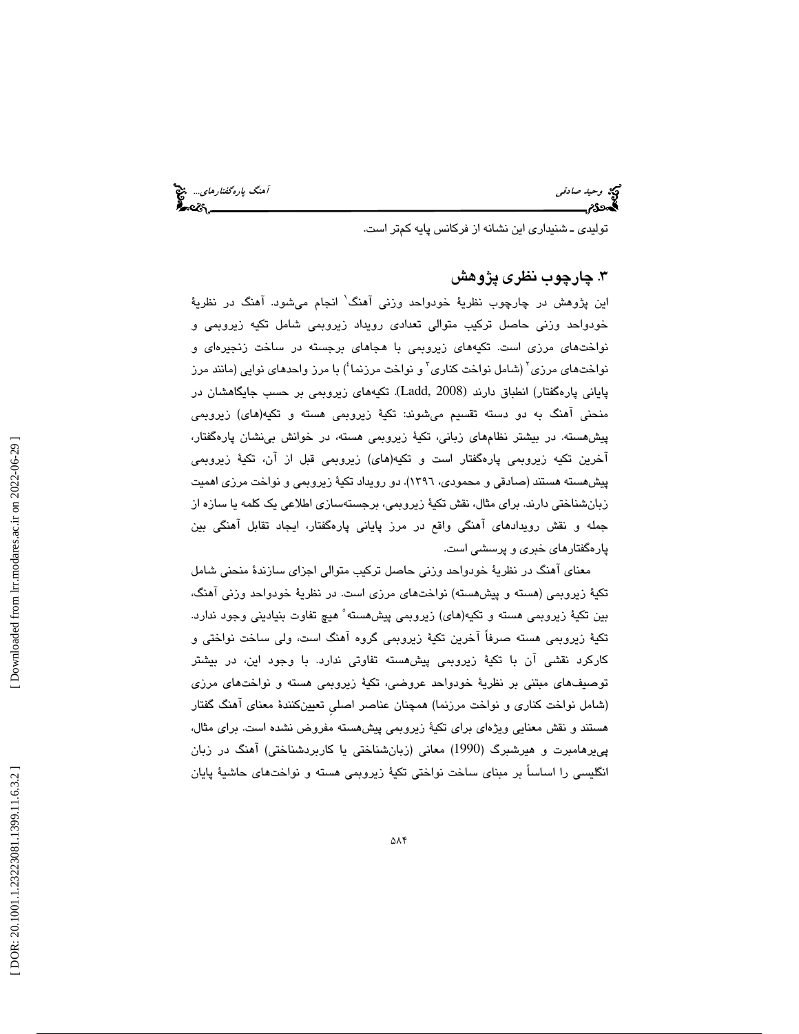تولیدی ـ شنیداری این نشانه از فرکانس پایه کم‌تر است.

## ۳. چارچوب نظری پژوهش

این پژوهش در چارچوب نظریهٔ خودواحد وزنی آهنگ[1] انجام می‌شود. آهنگ در نظریهٔ خودواحد وزنی حاصل ترکیب متوالی تعدادی رویداد زیروبمی شامل تکیه زیروبمی و نواخت‌های مرزی است. تکیه‌های زیروبمی با هجاهای برجسته در ساخت زنجیره‌ای و نواخت‌های مرزی[2] (شامل نواخت کناری[3] و نواخت مرزنما[4]) با مرز واحدهای نوایی (مانند مرز پایانی پاره‌گفتار) انطباق دارند (Ladd, 2008). تکیه‌های زیروبمی بر حسب جایگاهشان در منحنی آهنگ به دو دسته تقسیم می‌شوند: تکیهٔ زیروبمی هسته و تکیه(های) زیروبمی پیش‌هسته. در بیشتر نظام‌های زبانی، تکیهٔ زیروبمی هسته، در خوانش بی‌نشان پاره‌گفتار، آخرین تکیه زیروبمی پاره‌گفتار است و تکیه(های) زیروبمی قبل از آن، تکیهٔ زیروبمی پیش‌هسته هستند (صادقی و محمودی، ۱۳۹۶). دو رویداد تکیهٔ زیروبمی و نواخت مرزی اهمیت زبان‌شناختی دارند. برای مثال، نقش تکیهٔ زیروبمی، برجسته‌سازی اطلاعی یک کلمه یا سازه از جمله و نقش رویدادهای آهنگی واقع در مرز پایانی پاره‌گفتار، ایجاد تقابل آهنگی بین پاره‌گفتارهای خبری و پرسشی است.

معنای آهنگ در نظریهٔ خودواحد وزنی حاصل ترکیب متوالی اجزای سازندهٔ منحنی شامل تکیهٔ زیروبمی (هسته و پیش‌هسته) نواخت‌های مرزی است. در نظریهٔ خودواحد وزنی آهنگ، بین تکیهٔ زیروبمی هسته و تکیه(های) زیروبمی پیش‌هسته[5] هیچ تفاوت بنیادینی وجود ندارد. تکیهٔ زیروبمی هسته صرفاً آخرین تکیهٔ زیروبمی گروه آهنگ است، ولی ساخت نواختی و کارکرد نقشی آن با تکیهٔ زیروبمی پیش‌هسته تفاوتی ندارد. با وجود این، در بیشتر توصیف‌های مبتنی بر نظریهٔ خودواحد عروضی، تکیهٔ زیروبمی هسته و نواخت‌های مرزی (شامل نواخت کناری و نواخت مرزنما) همچنان عناصر اصلیِ تعیین‌کنندهٔ معنای آهنگ گفتار هستند و نقش معنایی ویژه‌ای برای تکیهٔ زیروبمی پیش‌هسته مفروض نشده است. برای مثال، پی‌یرهامبرت و هیرشبرگ (1990) معانی (زبان‌شناختی یا کاربردشناختی) آهنگ در زبان انگلیسی را اساساً بر مبنای ساخت نواختی تکیهٔ زیروبمی هسته و نواخت‌های حاشیهٔ پایان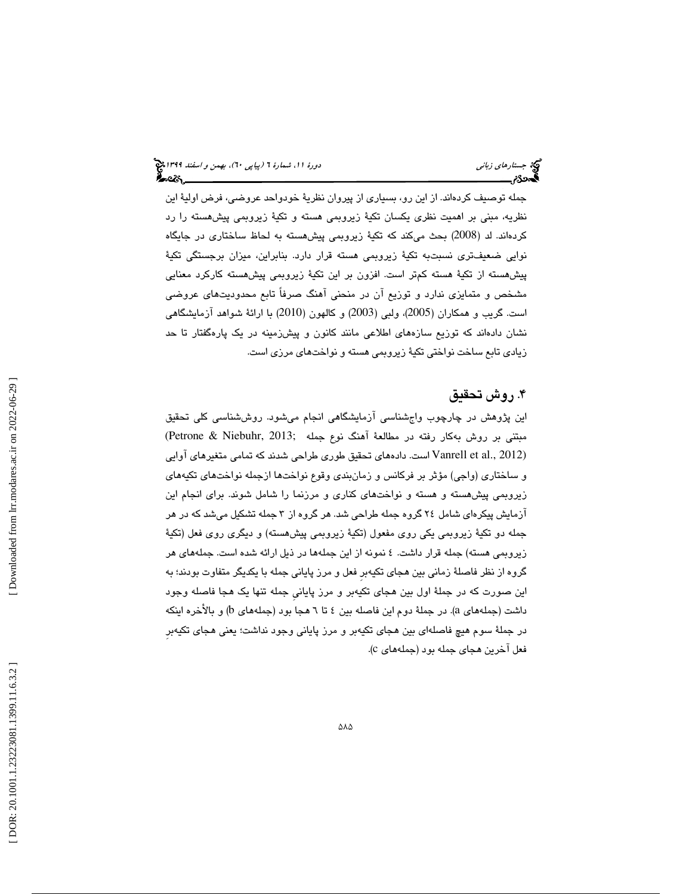جمله توصیف کرده‌اند. از این رو، بسیاری از پیروان نظریهٔ خودواحد عروضی، فرض اولیهٔ این نظریه، مبنی بر اهمیت نظری یکسان تکیهٔ زیروبمی هسته و تکیهٔ زیروبمی پیش‌هسته را رد کرده‌اند. لد (2008) بحث می‌کند که تکیهٔ زیروبمی پیش‌هسته به لحاظ ساختاری در جایگاه نوایی ضعیف‌تری نسبت‌به تکیهٔ زیروبمی هسته قرار دارد. بنابراین، میزان برجستگی تکیهٔ پیش‌هسته از تکیهٔ هسته کم‌تر است. افزون بر این تکیهٔ زیروبمی پیش‌هسته کارکرد معنایی مشخص و متمایزی ندارد و توزیع آن در منحنی آهنگ صرفاً تابع محدودیت‌های عروضی است. گریب و همکاران (2005)، ولبی (2003) و کالهون (2010) با ارائهٔ شواهد آزمایشگاهی نشان داده‌اند که توزیع سازه‌های اطلاعی مانند کانون و پیش‌زمینه در یک پاره‌گفتار تا حد زیادی تابع ساخت نواختی تکیهٔ زیروبمی هسته و نواخت‌های مرزی است.

## ۴. روش تحقیق

این پژوهش در چارچوب واج‌شناسی آزمایشگاهی انجام می‌شود. روش‌شناسی کلی تحقیق مبتنی بر روش به‌کار رفته در مطالعهٔ آهنگ نوع جمله (Petrone & Niebuhr, 2013; Vanrell et al., 2012) است. داده‌های تحقیق طوری طراحی شدند که تمامی متغیرهای آوایی و ساختاری (واجی) مؤثر بر فرکانس و زمان‌بندی وقوع نواخت‌ها ازجمله نواخت‌های تکیه‌های زیروبمی پیش‌هسته و هسته و نواخت‌های کناری و مرزنما را شامل شوند. برای انجام این آزمایش پیکره‌ای شامل ٢٤ گروه جمله طراحی شد. هر گروه از ٣ جمله تشکیل می‌شد که در هر جمله دو تکیهٔ زیروبمی یکی روی مفعول (تکیهٔ زیروبمی پیش‌هسته) و دیگری روی فعل (تکیهٔ زیروبمی هسته) جمله قرار داشت. ٤ نمونه از این جمله‌ها در ذیل ارائه شده است. جمله‌های هر گروه از نظر فاصلهٔ زمانی بین هجای تکیه‌برِ فعل و مرز پایانی جمله با یکدیگر متفاوت بودند؛ به این صورت که در جملهٔ اول بین هجای تکیه‌بر و مرز پایانیِ جمله تنها یک هجا فاصله وجود داشت (جمله‌های a). در جملهٔ دوم این فاصله بین ٤ تا ٦ هجا بود (جمله‌های b) و بالأخره اینکه در جملهٔ سوم هیچ فاصله‌ای بین هجای تکیه‌بر و مرز پایانی وجود نداشت؛ یعنی هجای تکیه‌برِ فعل آخرین هجای جمله بود (جمله‌های c).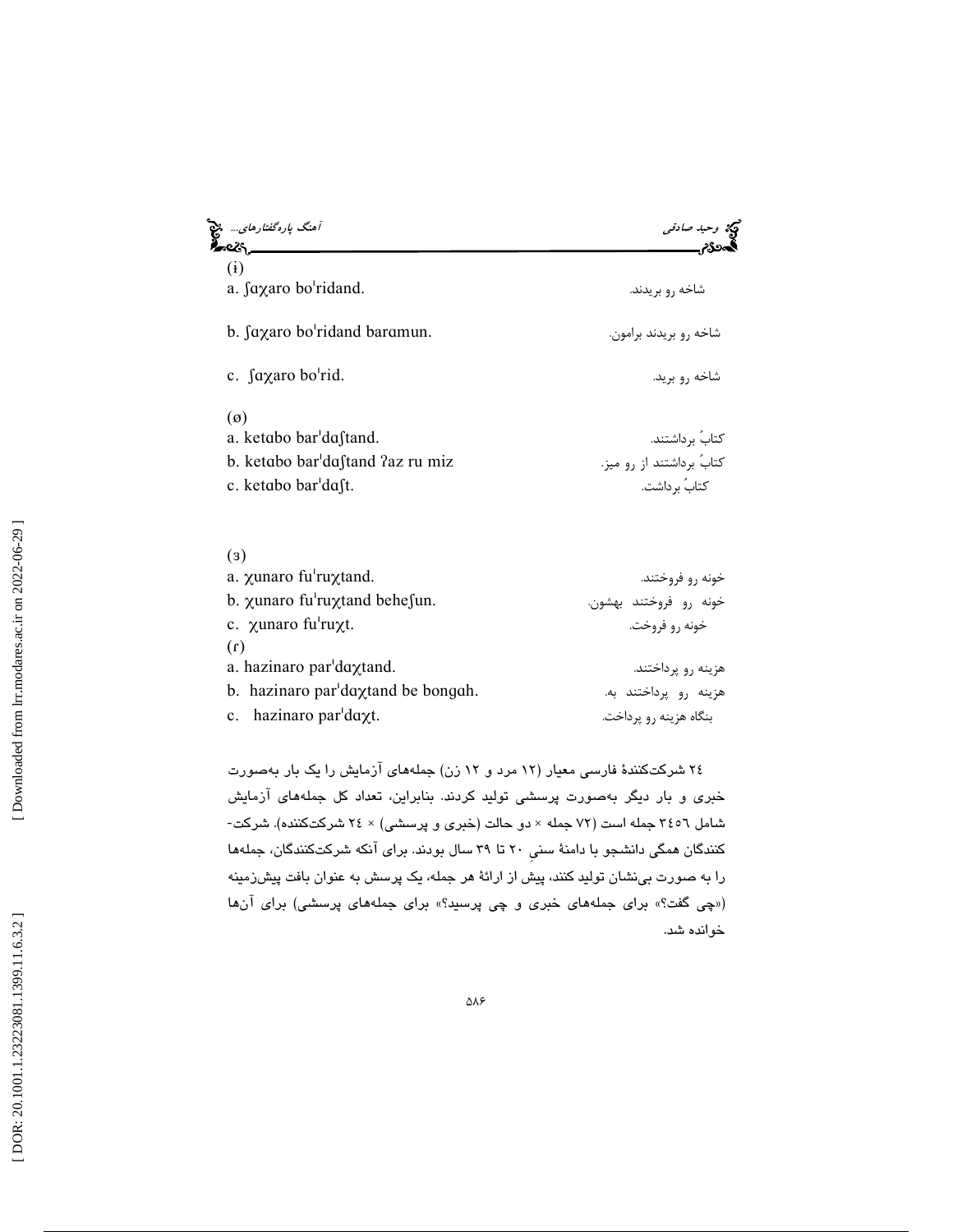(۱)

a. ʃaχaro boˈridand. — شاخه رو بریدند.

b. ʃaχaro boˈridand baramun. — شاخه رو بریدند برامون.

c. ʃaχaro boˈrid. — شاخه رو برید.

(۲)

a. ketabo barˈdaʃtand. — کتابُ برداشتند.

b. ketabo barˈdaʃtand ʔaz ru miz — کتابُ برداشتند از رو میز.

c. ketabo barˈdaʃt. — کتابُ برداشت.

(۳)

a. χunaro fuˈruχtand. — خونه رو فروختند.

b. χunaro fuˈruχtand beheʃun. — خونه رو فروختند بهشون.

c. χunaro fuˈruχt. — خونه رو فروخت.

(۴)

a. hazinaro parˈdaχtand. — هزینه رو پرداختند.

b. hazinaro parˈdaχtand be bongah. — هزینه رو پرداختند به بنگاه.

c. hazinaro parˈdaχt. — هزینه رو پرداخت.

۲۴ شرکت‌کنندهٔ فارسی معیار (۱۲ مرد و ۱۲ زن) جمله‌های آزمایش را یک بار به‌صورت خبری و بار دیگر به‌صورت پرسشی تولید کردند. بنابراین، تعداد کل جمله‌های آزمایش شامل ۳۴۵۶ جمله است (۷۲ جمله × دو حالت (خبری و پرسشی) × ۲۴ شرکت‌کننده). شرکت‌کنندگان همگی دانشجو با دامنهٔ سنیِ ۲۰ تا ۳۹ سال بودند. برای آنکه شرکت‌کنندگان، جمله‌ها را به صورت بی‌نشان تولید کنند، پیش از ارائهٔ هر جمله، یک پرسش به عنوان بافت پیش‌زمینه («چی گفت؟» برای جمله‌های خبری و چی پرسید؟» برای جمله‌های پرسشی) برای آن‌ها خوانده شد.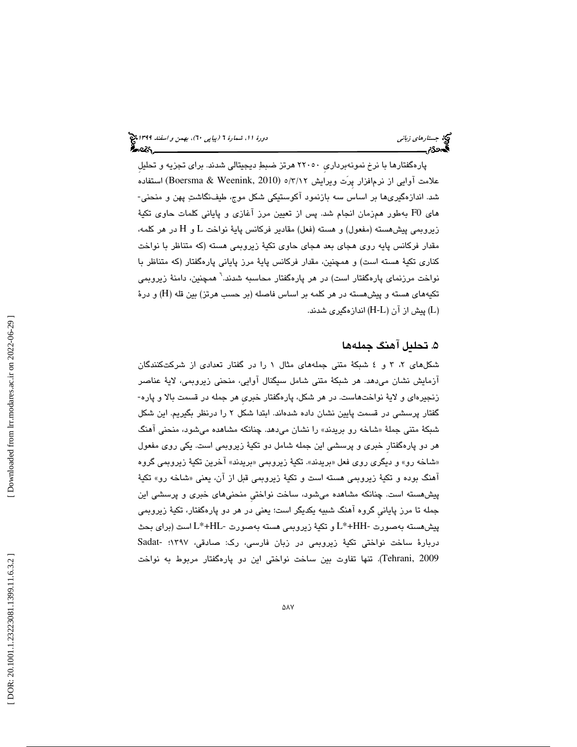پاره‌گفتارها با نرخ نمونه‌برداریِ ۲۲۰۵۰ هرتز ضبطِ دیجیتالی شدند. برای تجزیه و تحلیلِ علامت آوایی از نرم‌افزار پرَت ویرایش ۵/۳/۱۲ (Boersma & Weenink, 2010) استفاده شد. اندازه‌گیری‌ها بر اساس سه بازنمود آکوستیکی شکل موج، طیف‌نگاشتِ پهن و منحنی‌های F0 به‌طور هم‌زمان انجام شد. پس از تعیین مرز آغازی و پایانی کلمات حاوی تکیهٔ زیروبمی پیش‌هسته (مفعول) و هسته (فعل) مقادیر فرکانس پایهٔ نواخت L و H در هر کلمه، مقدار فرکانس پایه روی هجای بعد هجای حاوی تکیهٔ زیروبمی هسته (که متناظر با نواخت کناری تکیهٔ هسته است) و همچنین، مقدار فرکانس پایهٔ مرز پایانی پاره‌گفتار (که متناظر با نواخت مرزنمای پاره‌گفتار است) در هر پاره‌گفتار محاسبه شدند.[۶] همچنین، دامنهٔ زیروبمی تکیه‌های هسته و پیش‌هسته در هر کلمه بر اساس فاصله (بر حسب هرتز) بین قله (H) و درهٔ (L) پیش از آن (H-L) اندازه‌گیری شدند.

## ۵. تحلیل آهنگ جمله‌ها

شکل‌های ۲، ۳ و ٤ شبکهٔ متنی جمله‌های مثال ۱ را در گفتار تعدادی از شرکت‌کنندگان آزمایش نشان می‌دهد. هر شبکهٔ متنی شامل سیگنال آوایی، منحنی زیروبمی، لایهٔ عناصر زنجیره‌ای و لایهٔ نواخت‌هاست. در هر شکل، پاره‌گفتار خبریِ هر جمله در قسمت بالا و پاره‌گفتار پرسشی در قسمت پایین نشان داده شده‌اند. ابتدا شکل ۲ را درنظر بگیریم. این شکل شبکهٔ متنی جملهٔ «شاخه رو بریدند» را نشان می‌دهد. چنانکه مشاهده می‌شود، منحنی آهنگ هر دو پاره‌گفتارِ خبری و پرسشی این جمله شامل دو تکیهٔ زیروبمی است. یکی روی مفعول «شاخه رو» و دیگری روی فعل «بریدند». تکیهٔ زیروبمی «بریدند» آخرین تکیهٔ زیروبمی گروه آهنگ بوده و تکیهٔ زیروبمی هسته است و تکیهٔ زیروبمی قبل از آن، یعنی «شاخه رو» تکیهٔ پیش‌هسته است. چنانکه مشاهده می‌شود، ساخت نواختیِ منحنی‌های خبری و پرسشی این جمله تا مرز پایانیِ گروه آهنگ شبیه یکدیگر است؛ یعنی در هر دو پاره‌گفتار، تکیهٔ زیروبمی پیش‌هسته به‌صورت -L*+HH و تکیهٔ زیروبمی هسته به‌صورت -L*+HL است (برای بحث دربارهٔ ساخت نواختی تکیهٔ زیروبمی در زبان فارسی، رک: صادقی، ۱۳۹۷؛ Sadat-Tehrani, 2009). تنها تفاوت بین ساخت نواختی این دو پاره‌گفتار مربوط به نواخت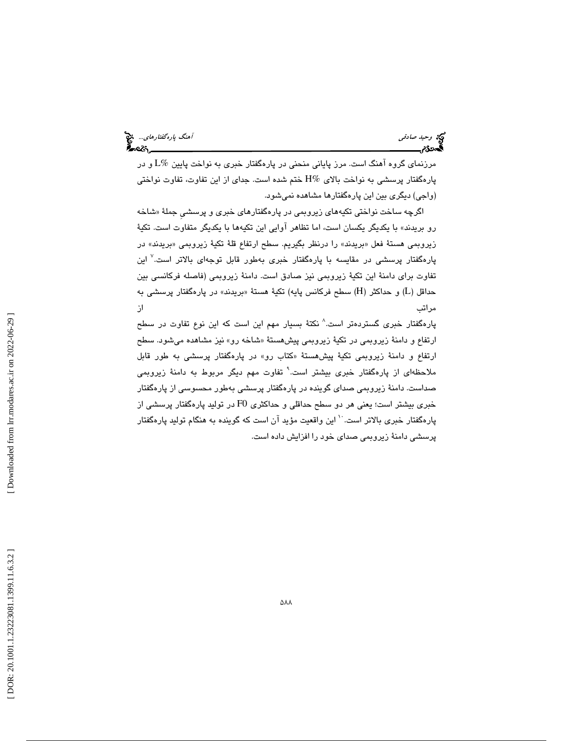مرزنمای گروه آهنگ است. مرز پایانی منحنی در پاره‌گفتار خبری به نواخت پایین $L\%$ و در پاره‌گفتار پرسشی به نواخت بالای $H\%$ ختم شده است. جدای از این تفاوت، تفاوت نواختی (واجی) دیگری بین این پاره‌گفتارها مشاهده نمی‌شود.

اگرچه ساخت نواختی تکیه‌های زیروبمی در پاره‌گفتارهای خبری و پرسشیِ جملهٔ «شاخه رو بریدند» با یکدیگر یکسان است، اما تظاهر آوایی این تکیه‌ها با یکدیگر متفاوت است. تکیهٔ زیروبمی هستهٔ فعل «بریدند» را درنظر بگیریم. سطح ارتفاع قلهٔ تکیهٔ زیروبمی «بریدند» در پاره‌گفتار پرسشی در مقایسه با پاره‌گفتار خبری به‌طور قابل توجه‌ای بالاتر است.[7] این تفاوت برای دامنهٔ این تکیهٔ زیروبمی نیز صادق است. دامنهٔ زیروبمی (فاصله فرکانسی بین حداقل (L) و حداکثر (H) سطح فرکانس پایه) تکیهٔ هستهٔ «بریدند» در پاره‌گفتار پرسشی به مراتب از پاره‌گفتار خبری گسترده‌تر است.[8] نکتهٔ بسیار مهم این است که این نوع تفاوت در سطح ارتفاع و دامنهٔ زیروبمی در تکیهٔ زیروبمی پیش‌هستهٔ «شاخه رو» نیز مشاهده می‌شود. سطح ارتفاع و دامنهٔ زیروبمی تکیهٔ پیش‌هستهٔ «کتاب رو» در پاره‌گفتار پرسشی به طور قابل ملاحظه‌ای از پاره‌گفتار خبری بیشتر است.[9] تفاوت مهم دیگر مربوط به دامنهٔ زیروبمی صداست. دامنهٔ زیروبمی صدای گوینده در پاره‌گفتار پرسشی به‌طور محسوسی از پاره‌گفتار خبری بیشتر است؛ یعنی هر دو سطح حداقلی و حداکثری $F0$ در تولید پاره‌گفتار پرسشی از پاره‌گفتار خبری بالاتر است.[10] این واقعیت مؤید آن است که گوینده به هنگام تولید پاره‌گفتار پرسشی دامنهٔ زیروبمی صدای خود را افزایش داده است.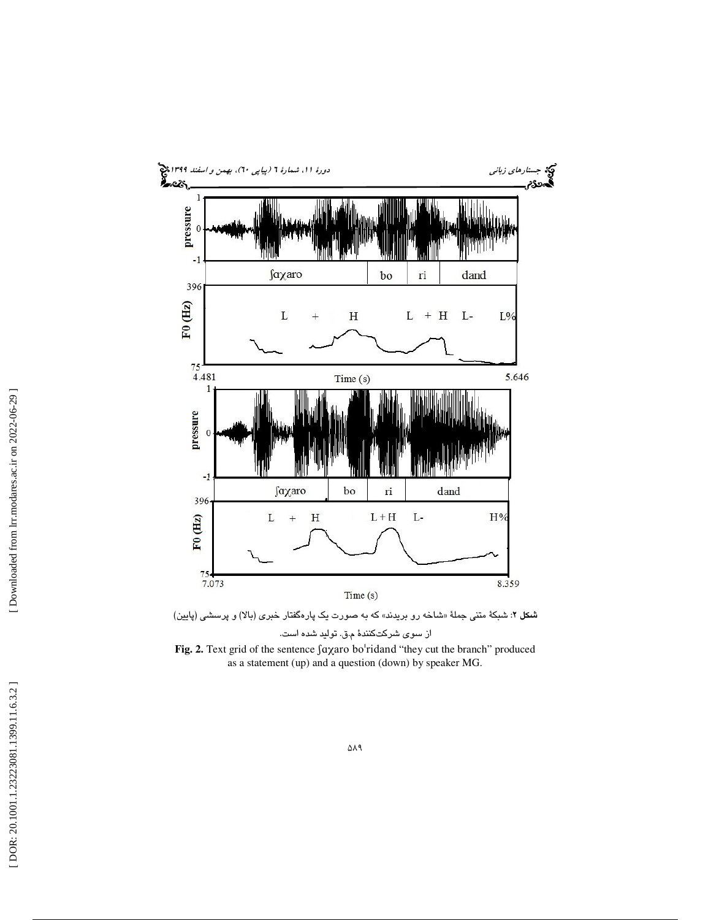**شکل ۲**: شبکهٔ متنی جملهٔ «شاخه رو بریدند» که به صورت یک پاره‌گفتار خبری (بالا) و پرسشی (پایین) از سوی شرکت‌کنندهٔ م.ق. تولید شده است.

**Fig. 2.** Text grid of the sentence ʃɑχaro boˈridand "they cut the branch" produced as a statement (up) and a question (down) by speaker MG.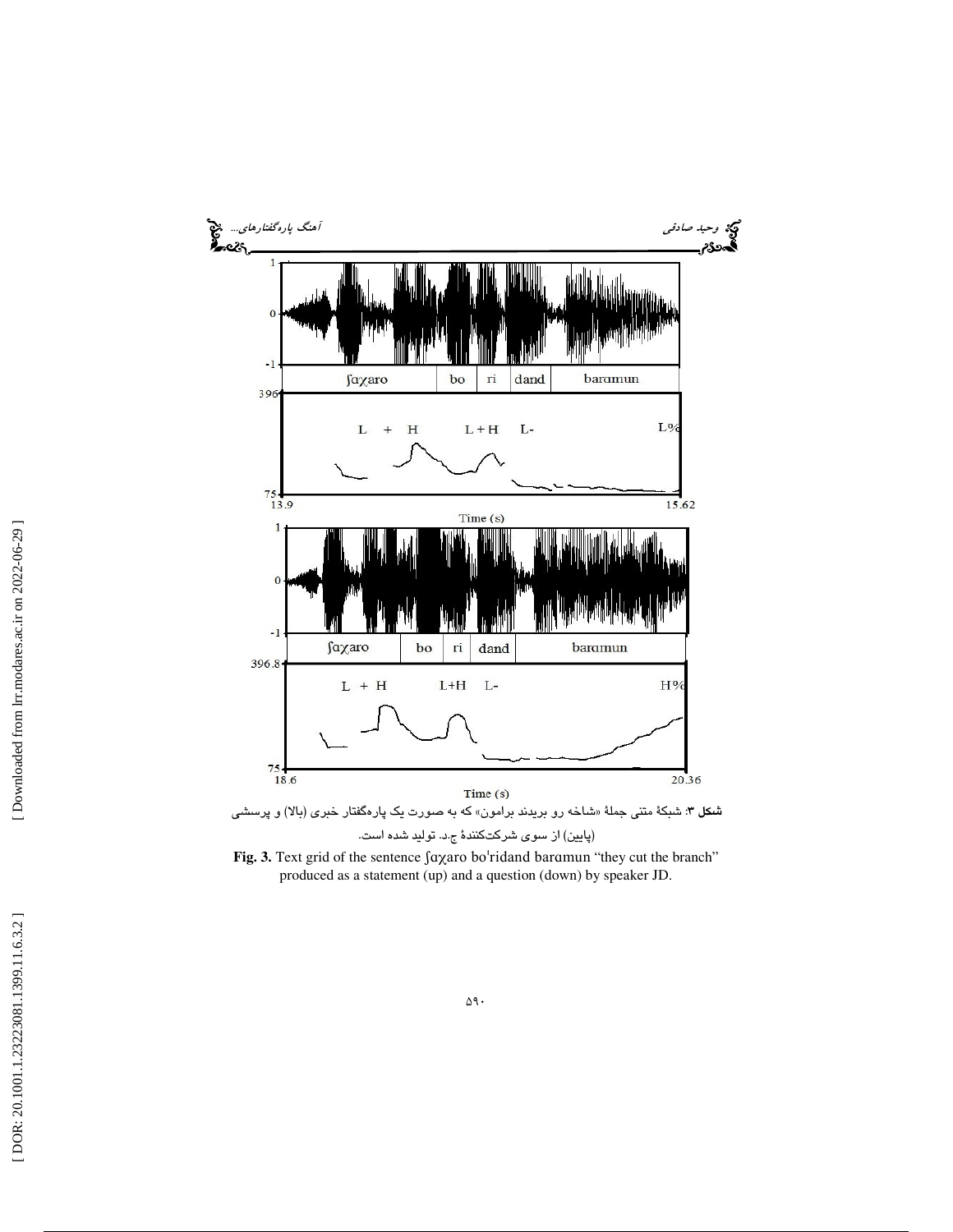**شکل ۳**: شبکهٔ متنی جملهٔ «شاخه رو بریدند برامون» که به صورت یک پاره‌گفتار خبری (بالا) و پرسشی (پایین) از سوی شرکت‌کنندهٔ ج.د. تولید شده است.

**Fig. 3.** Text grid of the sentence ʃɑχaro boˈridand barɑmun "they cut the branch" produced as a statement (up) and a question (down) by speaker JD.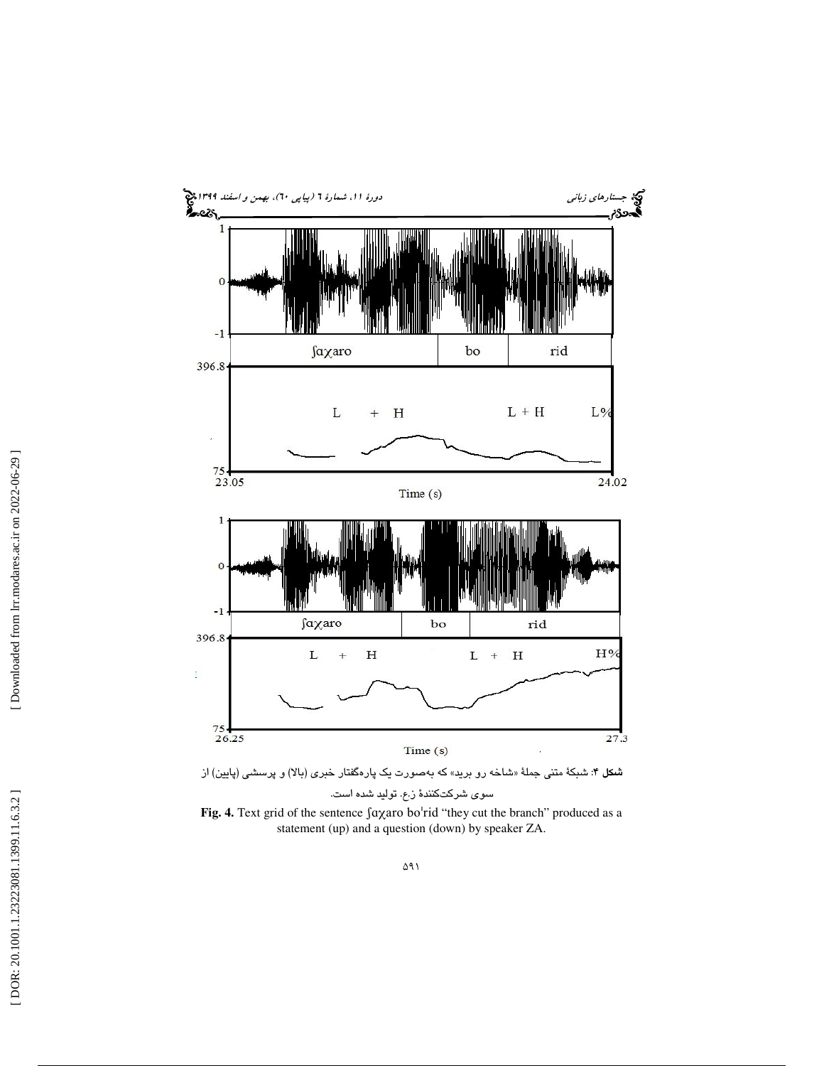**شکل ۴**: شبکهٔ متنی جملهٔ «شاخه رو برید» که به‌صورت یک پاره‌گفتار خبری (بالا) و پرسشی (پایین) از سوی شرکت‌کنندهٔ ز.ع. تولید شده است.

**Fig. 4.** Text grid of the sentence ʃɑχaro boˈrid "they cut the branch" produced as a statement (up) and a question (down) by speaker ZA.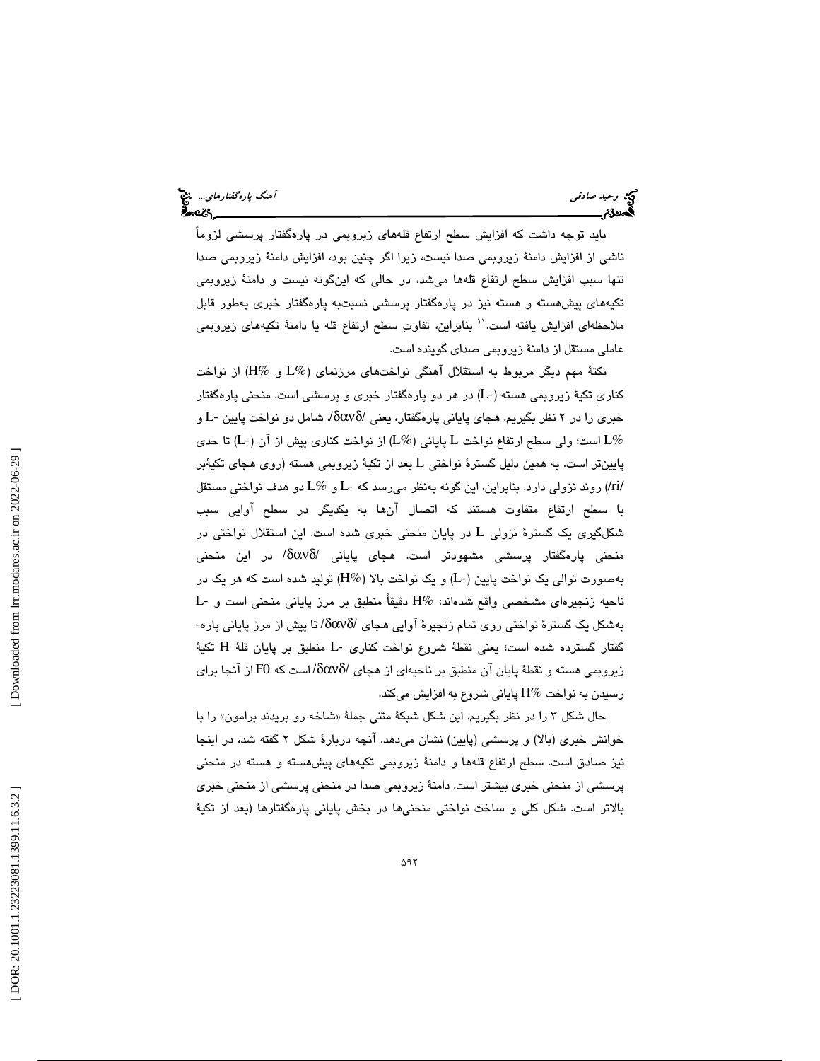باید توجه داشت که افزایش سطح ارتفاع قله‌های زیروبمی در پاره‌گفتار پرسشی لزوماً ناشی از افزایش دامنهٔ زیروبمی صدا نیست، زیرا اگر چنین بود، افزایش دامنهٔ زیروبمی صدا تنها سبب افزایش سطح ارتفاع قله‌ها می‌شد، در حالی که این‌گونه نیست و دامنهٔ زیروبمی تکیه‌های پیش‌هسته و هسته نیز در پاره‌گفتار پرسشی نسبت‌به پاره‌گفتار خبری به‌طور قابل ملاحظه‌ای افزایش یافته است.[11] بنابراین، تفاوتِ سطح ارتفاع قله یا دامنهٔ تکیه‌های زیروبمی عاملی مستقل از دامنهٔ زیروبمی صدای گوینده است.

نکتهٔ مهم دیگر مربوط به استقلال آهنگی نواخت‌های مرزنمای (L% و H%) از نواخت کناریِ تکیهٔ زیروبمی هسته (L-) در هر دو پاره‌گفتار خبری و پرسشی است. منحنی پاره‌گفتار خبری را در ۲ نظر بگیریم. هجای پایانی پاره‌گفتار، یعنی /δανδ/، شامل دو نواخت پایین L- و L% است؛ ولی سطح ارتفاع نواخت L پایانی (L%) از نواخت کناری پیش از آن (L-) تا حدی پایین‌تر است. به همین دلیل گسترهٔ نواختی L بعد از تکیهٔ زیروبمی هسته (روی هجای تکیه‌بر /ri/) روند نزولی دارد. بنابراین، این گونه به‌نظر می‌رسد که L- و L% دو هدف نواختیِ مستقل با سطح ارتفاع متفاوت هستند که اتصال آن‌ها به یکدیگر در سطح آوایی سبب شکل‌گیری یک گسترهٔ نزولی L در پایان منحنی خبری شده است. این استقلال نواختی در منحنی پاره‌گفتار پرسشی مشهودتر است. هجای پایانی /δανδ/ در این منحنی به‌صورت توالی یک نواخت پایین (L-) و یک نواخت بالا (H%) تولید شده است که هر یک در ناحیه زنجیره‌ای مشخصی واقع شده‌اند: H% دقیقاً منطبق بر مرز پایانی منحنی است و L- به‌شکل یک گسترهٔ نواختی روی تمام زنجیرهٔ آوایی هجای /δανδ/ تا پیش از مرز پایانی پاره‌گفتار گسترده شده است؛ یعنی نقطهٔ شروع نواخت کناری L- منطبق بر پایان قلهٔ H تکیهٔ زیروبمی هسته و نقطهٔ پایان آن منطبق بر ناحیه‌ای از هجای /δανδ/ است که F0 از آنجا برای رسیدن به نواخت H% پایانی شروع به افزایش می‌کند.

حال شکل ۳ را در نظر بگیریم. این شکل شبکهٔ متنی جملهٔ «شاخه رو بریدند برامون» را با خوانش خبری (بالا) و پرسشی (پایین) نشان می‌دهد. آنچه دربارهٔ شکل ۲ گفته شد، در اینجا نیز صادق است. سطح ارتفاع قله‌ها و دامنهٔ زیروبمی تکیه‌های پیش‌هسته و هسته در منحنی پرسشی از منحنی خبری بیشتر است. دامنهٔ زیروبمی صدا در منحنی پرسشی از منحنی خبری بالاتر است. شکل کلی و ساخت نواختی منحنی‌ها در بخش پایانی پاره‌گفتارها (بعد از تکیهٔ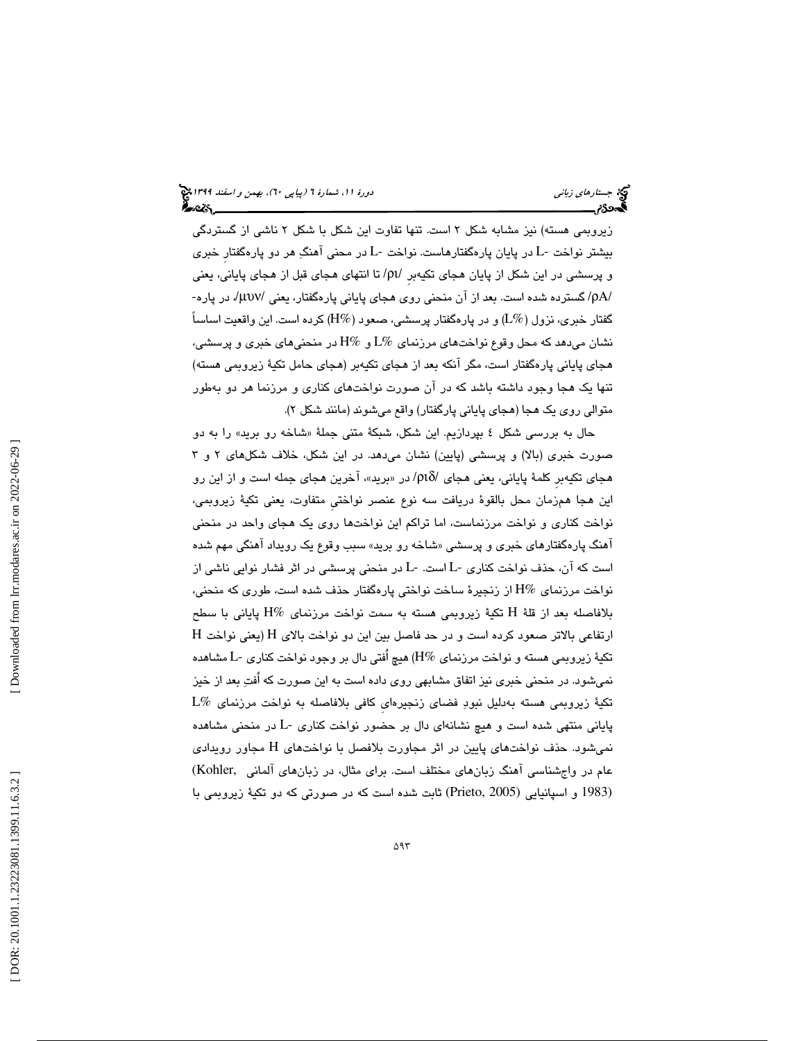زیروبمی هسته) نیز مشابه شکل ۲ است. تنها تفاوت این شکل با شکل ۲ ناشی از گستردگی بیشتر نواخت -L در پایان پاره‌گفتارهاست. نواخت -L در منحنی آهنگِ هر دو پاره‌گفتارِ خبری و پرسشی در این شکل از پایان هجای تکیه‌برِ /ɾɪ/ تا انتهای هجای قبل از هجای پایانی، یعنی /ɾʌ/ گسترده شده است. بعد از آن منحنی روی هجای پایانی پاره‌گفتار، یعنی /μʊv/، در پاره‌گفتار خبری، نزول (L%) و در پاره‌گفتار پرسشی، صعود (H%) کرده است. این واقعیت اساساً نشان می‌دهد که محل وقوع نواخت‌های مرزنمای L% و H% در منحنی‌های خبری و پرسشی، هجای پایانی پاره‌گفتار است، مگر آنکه بعد از هجای تکیه‌بر (هجای حامل تکیهٔ زیروبمی هسته) تنها یک هجا وجود داشته باشد که در آن صورت نواخت‌های کناری و مرزنما هر دو به‌طور متوالی روی یک هجا (هجای پایانی پارگفتار) واقع می‌شوند (مانند شکل ۲).

حال به بررسی شکل ٤ بپردازیم. این شکل، شبکهٔ متنی جملهٔ «شاخه رو برید» را به دو صورت خبری (بالا) و پرسشی (پایین) نشان می‌دهد. در این شکل، خلاف شکل‌های ۲ و ۳ هجای تکیه‌برِ کلمهٔ پایانی، یعنی هجای /ɾɪð/ در «برید»، آخرین هجای جمله است و از این رو این هجا هم‌زمان محل بالقوهٔ دریافت سه نوع عنصر نواختیِ متفاوت، یعنی تکیهٔ زیروبمی، نواخت کناری و نواخت مرزنماست، اما تراکم این نواخت‌ها روی یک هجای واحد در منحنی آهنگ پاره‌گفتارهای خبری و پرسشی «شاخه رو برید» سبب وقوع یک رویداد آهنگی مهم شده است که آن، حذف نواخت کناری -L است. -L در منحنی پرسشی در اثر فشار نوایی ناشی از نواخت مرزنمای H% از زنجیرهٔ ساخت نواختی پاره‌گفتار حذف شده است، طوری که منحنی، بلافاصله بعد از قلهٔ H تکیهٔ زیروبمی هسته به سمت نواخت مرزنمای H% پایانی با سطح ارتفاعی بالاتر صعود کرده است و در حد فاصل بین این دو نواخت بالای H (یعنی نواخت H تکیهٔ زیروبمی هسته و نواخت مرزنمای H%) هیچ اُفتی دال بر وجود نواخت کناری -L مشاهده نمی‌شود. در منحنی خبری نیز اتفاق مشابهی روی داده است به این صورت که اُفتِ بعد از خیز تکیهٔ زیروبمی هسته به‌دلیل نبودِ فضای زنجیره‌ایِ کافی بلافاصله به نواخت مرزنمای L% پایانی منتهی شده است و هیچ نشانه‌ای دال بر حضور نواخت کناری -L در منحنی مشاهده نمی‌شود. حذف نواخت‌های پایین در اثر مجاورت بلافصل با نواخت‌های H مجاور رویدادی عام در واج‌شناسی آهنگ زبان‌های مختلف است. برای مثال، در زبان‌های آلمانی (Kohler, 1983) و اسپانیایی (Prieto, 2005) ثابت شده است که در صورتی که دو تکیهٔ زیروبمی با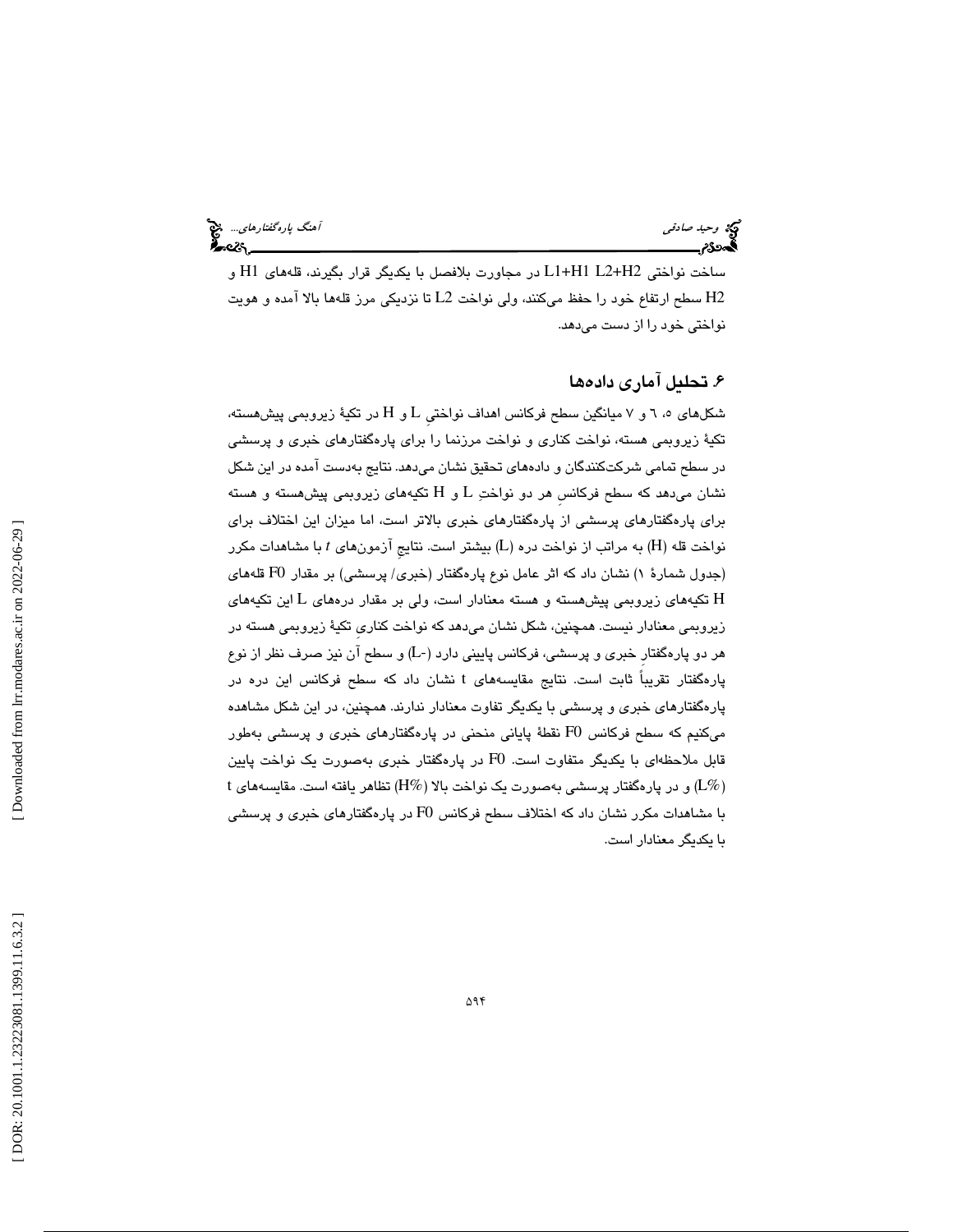ساخت نواختی L1+H1 L2+H2 در مجاورت بلافصل با یکدیگر قرار بگیرند، قله‌های H1 و H2 سطح ارتفاع خود را حفظ می‌کنند، ولی نواخت L2 تا نزدیکی مرز قله‌ها بالا آمده و هویت نواختی خود را از دست می‌دهد.

## ۶. تحلیل آماری داده‌ها

شکل‌های ۵، ۶ و ۷ میانگین سطح فرکانس اهداف نواختیِ L و H در تکیهٔ زیروبمی پیش‌هسته، تکیهٔ زیروبمی هسته، نواخت کناری و نواخت مرزنما را برای پاره‌گفتارهای خبری و پرسشی در سطح تمامی شرکت‌کنندگان و داده‌های تحقیق نشان می‌دهد. نتایج به‌دست آمده در این شکل نشان می‌دهد که سطح فرکانسِ هر دو نواختِ L و H تکیه‌های زیروبمی پیش‌هسته و هسته برای پاره‌گفتارهای پرسشی از پاره‌گفتارهای خبری بالاتر است، اما میزان این اختلاف برای نواخت قله (H) به مراتب از نواخت دره (L) بیشتر است. نتایجِ آزمون‌های *t* با مشاهدات مکرر (جدول شمارهٔ ۱) نشان داد که اثر عامل نوع پاره‌گفتار (خبری/ پرسشی) بر مقدار F0 قله‌های H تکیه‌های زیروبمی پیش‌هسته و هسته معنادار است، ولی بر مقدار دره‌های L این تکیه‌های زیروبمی معنادار نیست. همچنین، شکل نشان می‌دهد که نواخت کناریِ تکیهٔ زیروبمی هسته در هر دو پاره‌گفتارِ خبری و پرسشی، فرکانس پایینی دارد (-L) و سطح آن نیز صرف نظر از نوع پاره‌گفتار تقریباً ثابت است. نتایج مقایسه‌های t نشان داد که سطح فرکانس این دره در پاره‌گفتارهای خبری و پرسشی با یکدیگر تفاوت معنادار ندارند. همچنین، در این شکل مشاهده می‌کنیم که سطح فرکانس F0 نقطهٔ پایانی منحنی در پاره‌گفتارهای خبری و پرسشی به‌طور قابل ملاحظه‌ای با یکدیگر متفاوت است. F0 در پاره‌گفتار خبری به‌صورت یک نواخت پایین (L%) و در پاره‌گفتار پرسشی به‌صورت یک نواخت بالا (H%) تظاهر یافته است. مقایسه‌های t با مشاهدات مکرر نشان داد که اختلاف سطح فرکانس F0 در پاره‌گفتارهای خبری و پرسشی با یکدیگر معنادار است.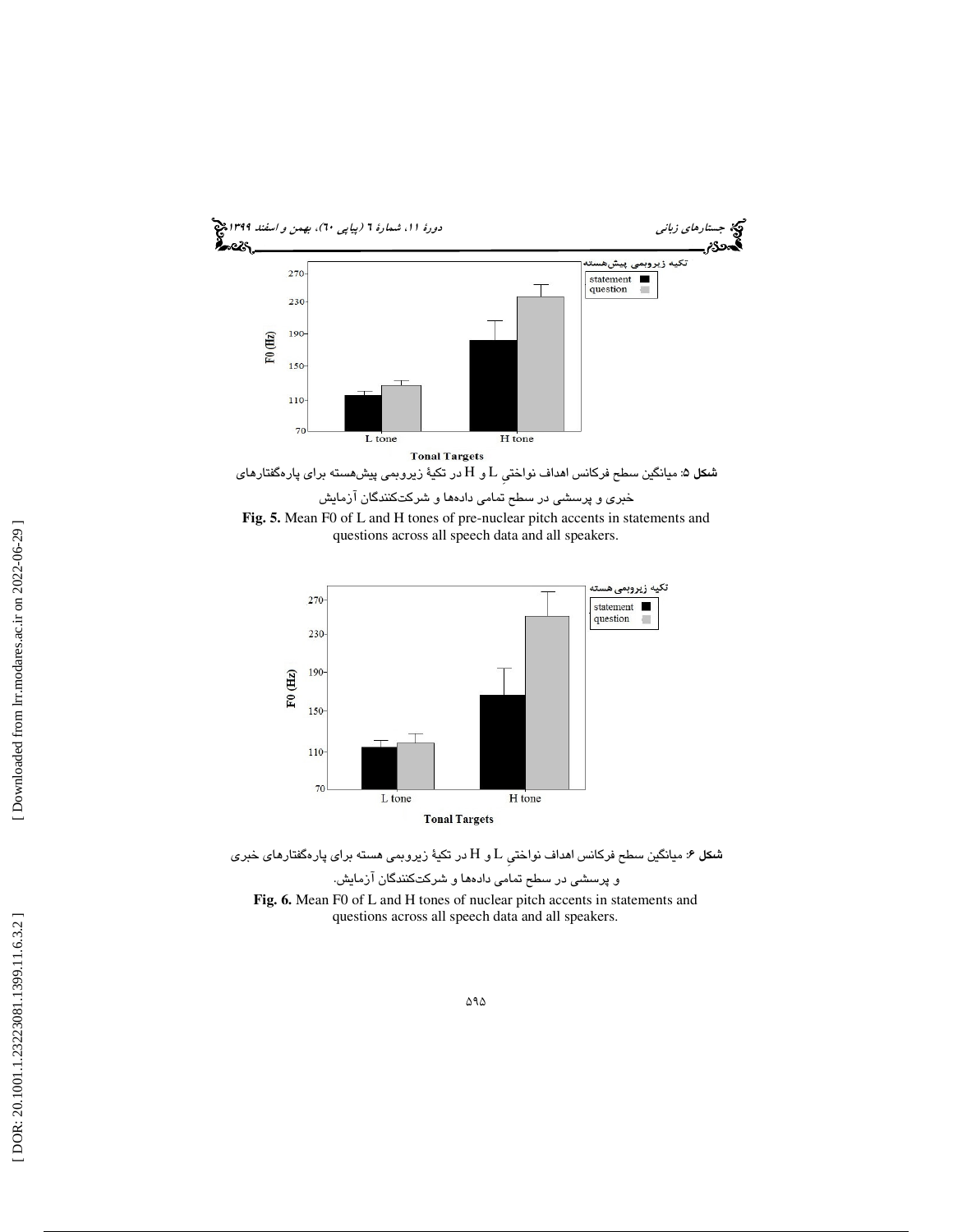تکیه زیروبمی پیش‌هسته

**شکل ۵**: میانگین سطح فرکانس اهداف نواختیِ L و H در تکیهٔ زیروبمی پیش‌هسته برای پاره‌گفتارهای خبری و پرسشی در سطح تمامی داده‌ها و شرکت‌کنندگان آزمایش

**Fig. 5.** Mean F0 of L and H tones of pre-nuclear pitch accents in statements and questions across all speech data and all speakers.

تکیه زیروبمی هسته

**شکل ۶**: میانگین سطح فرکانس اهداف نواختیِ L و H در تکیهٔ زیروبمی هسته برای پاره‌گفتارهای خبری و پرسشی در سطح تمامی داده‌ها و شرکت‌کنندگان آزمایش.

**Fig. 6.** Mean F0 of L and H tones of nuclear pitch accents in statements and questions across all speech data and all speakers.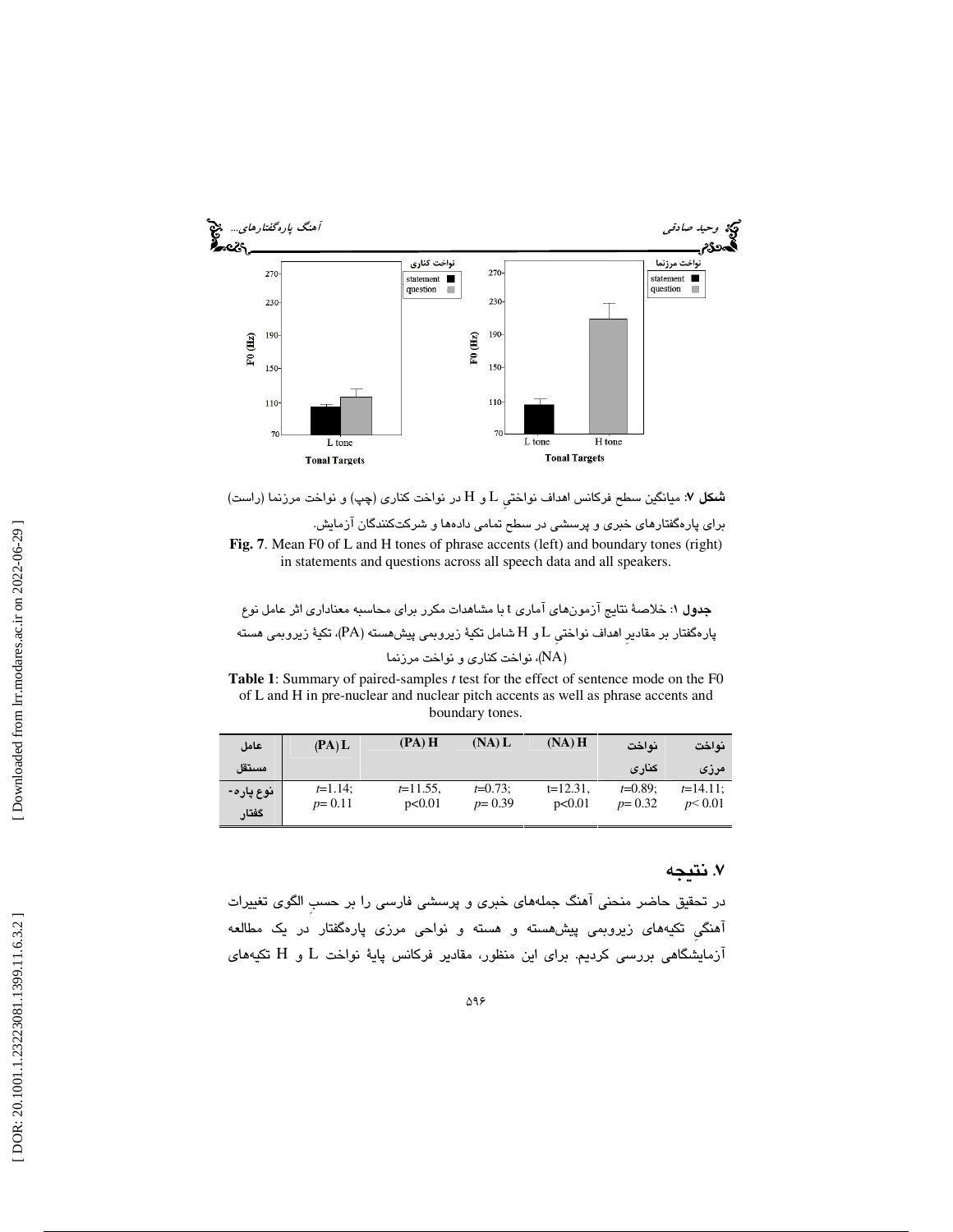**شکل ۷**: میانگین سطح فرکانس اهداف نواختیِ L و H در نواخت کناری (چپ) و نواخت مرزنما (راست) برای پاره‌گفتارهای خبری و پرسشی در سطح تمامی داده‌ها و شرکت‌کنندگان آزمایش.

**Fig. 7**. Mean F0 of L and H tones of phrase accents (left) and boundary tones (right) in statements and questions across all speech data and all speakers.

**جدول ۱**: خلاصهٔ نتایج آزمون‌های آماری t با مشاهدات مکرر برای محاسبه معناداری اثر عامل نوع پاره‌گفتار بر مقادیرِ اهداف نواختیِ L و H شامل تکیهٔ زیروبمی پیش‌هسته (PA)، تکیهٔ زیروبمی هسته (NA)، نواخت کناری و نواخت مرزنما

**Table 1**: Summary of paired-samples *t* test for the effect of sentence mode on the F0 of L and H in pre-nuclear and nuclear pitch accents as well as phrase accents and boundary tones.

| عامل مستقل | (PA) L | (PA) H | (NA) L | (NA) H | نواخت کناری | نواخت مرزی |
|---|---|---|---|---|---|---|
| نوع پاره-گفتار | $t$=1.14; $p$= 0.11 | $t$=11.55, p<0.01 | $t$=0.73; $p$= 0.39 | t=12.31, p<0.01 | $t$=0.89; $p$= 0.32 | $t$=14.11; $p$< 0.01 |

## ۷. نتیجه

در تحقیق حاضر منحنی آهنگ جمله‌های خبری و پرسشی فارسی را بر حسبِ الگوی تغییرات آهنگیِ تکیه‌های زیروبمی پیش‌هسته و هسته و نواحی مرزی پاره‌گفتار در یک مطالعه آزمایشگاهی بررسی کردیم. برای این منظور، مقادیر فرکانس پایهٔ نواخت L و H تکیه‌های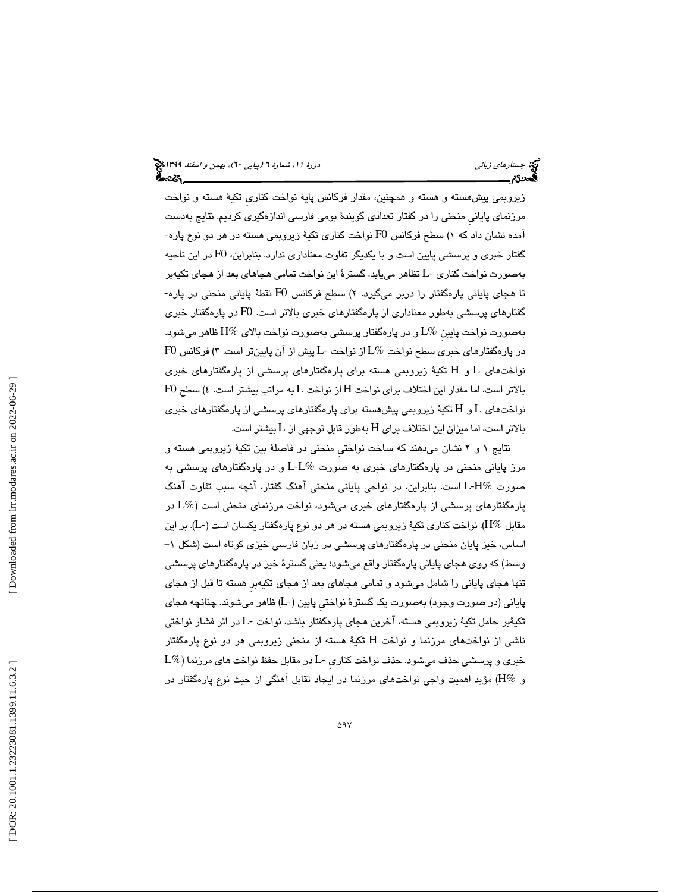زیروبمی پیش‌هسته و هسته و همچنین، مقدار فرکانس پایهٔ نواخت کناریِ تکیهٔ هسته و نواخت مرزنمای پایانیِ منحنی را در گفتار تعدادی گویندهٔ بومی فارسی اندازه‌گیری کردیم. نتایج به‌دست آمده نشان داد که ۱) سطح فرکانس F0 نواخت کناری تکیهٔ زیروبمی هسته در هر دو نوع پاره‌گفتار خبری و پرسشی پایین است و با یکدیگر تفاوت معناداری ندارد. بنابراین، F0 در این ناحیه به‌صورت نواخت کناری L- تظاهر می‌یابد. گسترهٔ این نواخت تمامی هجاهای بعد از هجای تکیه‌بر تا هجای پایانی پاره‌گفتار را دربر می‌گیرد. ۲) سطح فرکانس F0 نقطهٔ پایانی منحنی در پاره‌گفتارهای پرسشی به‌طور معناداری از پاره‌گفتارهای خبری بالاتر است. F0 در پاره‌گفتار خبری به‌صورت نواخت پایینِ L% و در پاره‌گفتار پرسشی به‌صورت نواخت بالای H% ظاهر می‌شود. در پاره‌گفتارهای خبری سطح نواختِ L% از نواخت L- پیش از آن پایین‌تر است. ۳) فرکانس F0 نواخت‌های L و H تکیهٔ زیروبمی هسته برای پاره‌گفتارهای پرسشی از پاره‌گفتارهای خبری بالاتر است، اما مقدار این اختلاف برای نواخت H از نواخت L به مراتب بیشتر است. ٤) سطح F0 نواخت‌های L و H تکیهٔ زیروبمی پیش‌هسته برای پاره‌گفتارهای پرسشی از پاره‌گفتارهای خبری بالاتر است، اما میزان این اختلاف برای H به‌طور قابل توجهی از L بیشتر است.

نتایج ۱ و ۲ نشان می‌دهند که ساخت نواختیِ منحنی در فاصلهٔ بین تکیهٔ زیروبمی هسته و مرز پایانی منحنی در پاره‌گفتارهای خبری به صورت L-L% و در پاره‌گفتارهای پرسشی به صورت L-H% است. بنابراین، در نواحی پایانی منحنی آهنگ گفتار، آنچه سبب تفاوت آهنگ پاره‌گفتارهای پرسشی از پاره‌گفتارهای خبری می‌شود، نواخت مرزنمای منحنی است (L% در مقابل H%). نواخت کناری تکیهٔ زیروبمی هسته در هر دو نوع پاره‌گفتار یکسان است (L-). بر این اساس، خیز پایان منحنی در پاره‌گفتارهای پرسشی در زبان فارسی خیزی کوتاه است (شکل ۱- وسط) که روی هجای پایانی پاره‌گفتار واقع می‌شود؛ یعنی گسترهٔ خیز در پاره‌گفتارهای پرسشی تنها هجای پایانی را شامل می‌شود و تمامی هجاهای بعد از هجای تکیه‌برِ هسته تا قبل از هجای پایانی (در صورت وجود) به‌صورت یک گسترهٔ نواختیِ پایین (L-) ظاهر می‌شوند. چنانچه هجای تکیه‌برِ حامل تکیهٔ زیروبمی هسته، آخرین هجای پاره‌گفتار باشد، نواخت L- در اثر فشار نواختی ناشی از نواخت‌های مرزنما و نواخت H تکیهٔ هسته از منحنی زیروبمی هر دو نوع پاره‌گفتار خبری و پرسشی حذف می‌شود. حذف نواخت کناریِ L- در مقابل حفظ نواخت های مرزنما (L% و H%) مؤید اهمیت واجی نواخت‌های مرزنما در ایجاد تقابل آهنگی از حیث نوع پاره‌گفتار در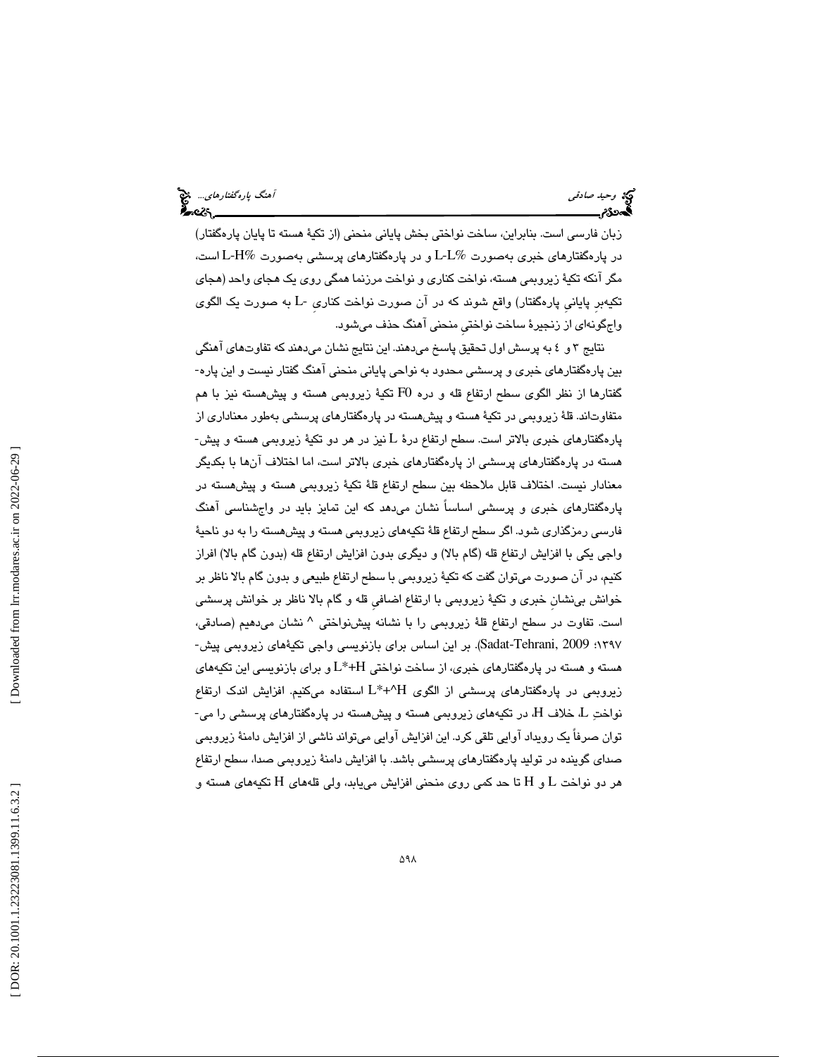زبان فارسی است. بنابراین، ساخت نواختی بخش پایانی منحنی (از تکیهٔ هسته تا پایان پاره‌گفتار) در پاره‌گفتارهای خبری به‌صورت L-L% و در پاره‌گفتارهای پرسشی به‌صورت L-H% است، مگر آنکه تکیهٔ زیروبمی هسته، نواخت کناری و نواخت مرزنما همگی روی یک هجای واحد (هجای تکیه‌برِ پایانیِ پاره‌گفتار) واقع شوند که در آن صورت نواخت کناریِ -L به صورت یک الگوی واج‌گونه‌ای از زنجیرهٔ ساخت نواختیِ منحنی آهنگ حذف می‌شود.

نتایج ۳ و ٤ به پرسش اول تحقیق پاسخ می‌دهند. این نتایج نشان می‌دهند که تفاوت‌های آهنگی بین پاره‌گفتارهای خبری و پرسشی محدود به نواحی پایانی منحنی آهنگ گفتار نیست و این پاره‌گفتارها از نظر الگوی سطح ارتفاع قله و دره F0 تکیهٔ زیروبمی هسته و پیش‌هسته نیز با هم متفاوت‌اند. قلهٔ زیروبمی در تکیهٔ هسته و پیش‌هسته در پاره‌گفتارهای پرسشی به‌طور معناداری از پاره‌گفتارهای خبری بالاتر است. سطح ارتفاع درهٔ L نیز در هر دو تکیهٔ زیروبمی هسته و پیش‌هسته در پاره‌گفتارهای پرسشی از پاره‌گفتارهای خبری بالاتر است، اما اختلاف آن‌ها با یکدیگر معنادار نیست. اختلاف قابل ملاحظه بین سطح ارتفاع قلهٔ تکیهٔ زیروبمی هسته و پیش‌هسته در پاره‌گفتارهای خبری و پرسشی اساساً نشان می‌دهد که این تمایز باید در واج‌شناسی آهنگ فارسی رمزگذاری شود. اگر سطح ارتفاع قلهٔ تکیه‌های زیروبمی هسته و پیش‌هسته را به دو ناحیهٔ واجی یکی با افزایش ارتفاع قله (گام بالا) و دیگری بدون افزایش ارتفاع قله (بدون گام بالا) افراز کنیم، در آن صورت می‌توان گفت که تکیهٔ زیروبمی با سطح ارتفاع طبیعی و بدون گام بالا ناظر بر خوانش بی‌نشانِ خبری و تکیهٔ زیروبمی با ارتفاع اضافیِ قله و گام بالا ناظر بر خوانش پرسشی است. تفاوت در سطح ارتفاع قلهٔ زیروبمی را با نشانه پیش‌نواختی ^ نشان می‌دهیم (صادقی، ۱۳۹۷؛ Sadat-Tehrani, 2009). بر این اساس برای بازنویسی واجی تکیه‌های زیروبمی پیش‌هسته و هسته در پاره‌گفتارهای خبری، از ساخت نواختی L\*+H و برای بازنویسی این تکیه‌های زیروبمی در پاره‌گفتارهای پرسشی از الگوی L\*+^H استفاده می‌کنیم. افزایش اندک ارتفاع نواختِ L، خلاف H، در تکیه‌های زیروبمی هسته و پیش‌هسته در پاره‌گفتارهای پرسشی را می‌توان صرفاً یک رویداد آوایی تلقی کرد. این افزایش آوایی می‌تواند ناشی از افزایش دامنهٔ زیروبمی صدای گوینده در تولید پاره‌گفتارهای پرسشی باشد. با افزایش دامنهٔ زیروبمی صدا، سطح ارتفاع هر دو نواخت L و H تا حد کمی روی منحنی افزایش می‌یابد، ولی قله‌های H تکیه‌های هسته و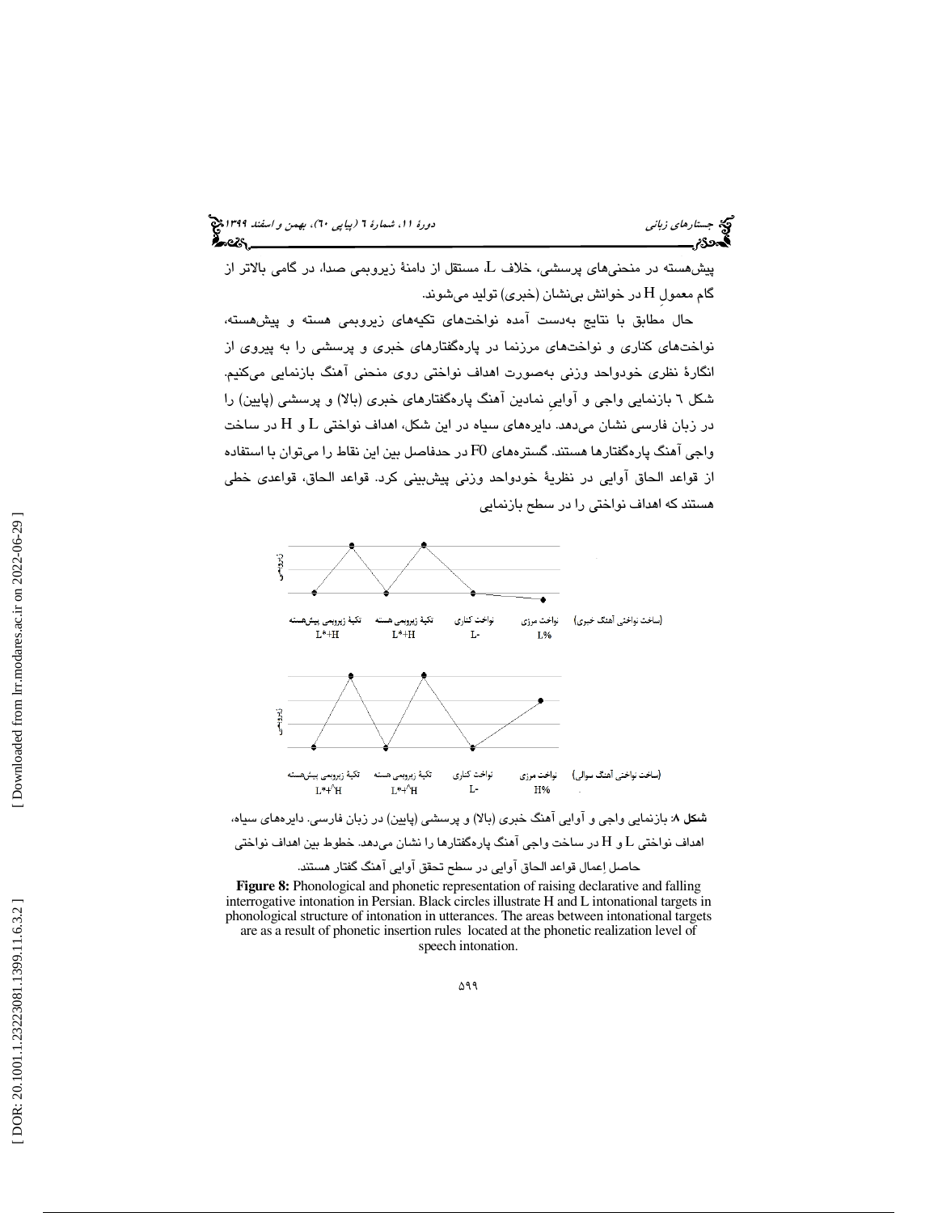پیش‌هسته در منحنی‌های پرسشی، خلاف L، مستقل از دامنهٔ زیروبمی صدا، در گامی بالاتر از گام معمولِ H در خوانش بی‌نشان (خبری) تولید می‌شوند.

حال مطابق با نتایج به‌دست آمده نواخت‌های تکیه‌های زیروبمی هسته و پیش‌هسته، نواخت‌های کناری و نواخت‌های مرزنما در پاره‌گفتارهای خبری و پرسشی را به پیروی از انگارهٔ نظری خودواحد وزنی به‌صورت اهداف نواختی روی منحنی آهنگ بازنمایی می‌کنیم. شکل ٦ بازنمایی واجی و آواییِ نمادین آهنگ پاره‌گفتارهای خبری (بالا) و پرسشی (پایین) را در زبان فارسی نشان می‌دهد. دایره‌های سیاه در این شکل، اهداف نواختی L و H در ساخت واجی آهنگ پاره‌گفتارها هستند. گستره‌های F0 در حدفاصل بین این نقاط را می‌توان با استفاده از قواعد الحاق آوایی در نظریهٔ خودواحد وزنی پیش‌بینی کرد. قواعد الحاق، قواعدی خطی هستند که اهداف نواختی را در سطح بازنمایی

| (ساخت نواختی آهنگ خبری) | نواخت مرزی | نواخت کناری | تکیهٔ زیروبمی هسته | تکیهٔ زیروبمی پیش‌هسته |
|---|---|---|---|---|
| | L% | L- | L*+H | L*+H |

| (ساخت نواختی آهنگ سوالی) | نواخت مرزی | نواخت کناری | تکیهٔ زیروبمی هسته | تکیهٔ زیروبمی پیش‌هسته |
|---|---|---|---|---|
| | H% | L- | L*+^H | L*+^H |

**شکل ۸**: بازنمایی واجی و آوایی آهنگ خبری (بالا) و پرسشی (پایین) در زبان فارسی. دایره‌های سیاه، اهداف نواختی L و H در ساخت واجی آهنگ پاره‌گفتارها را نشان می‌دهد. خطوط بین اهداف نواختی حاصل اِعمال قواعد الحاق آوایی در سطح تحقق آوایی آهنگ گفتار هستند.

**Figure 8:** Phonological and phonetic representation of raising declarative and falling interrogative intonation in Persian. Black circles illustrate H and L intonational targets in phonological structure of intonation in utterances. The areas between intonational targets are as a result of phonetic insertion rules located at the phonetic realization level of speech intonation.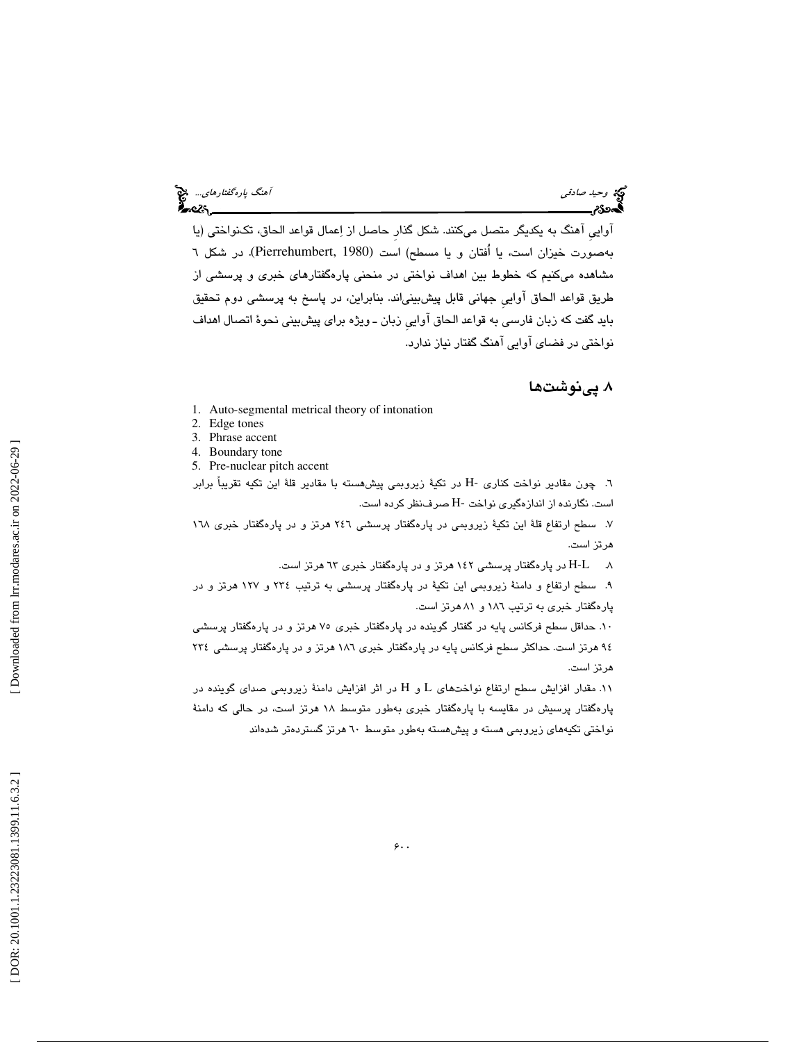آوایی آهنگ به یکدیگر متصل می‌کنند. شکل گذارِ حاصل از اِعمال قواعد الحاق، تکنواختی (یا به‌صورت خیزان است، یا اُفتان و یا مسطح) است (Pierrehumbert, 1980). در شکل ٦ مشاهده می‌کنیم که خطوط بین اهداف نواختی در منحنی پاره‌گفتارهای خبری و پرسشی از طریق قواعد الحاق آوایی جهانی قابل پیش‌بینی‌اند. بنابراین، در پاسخ به پرسشی دوم تحقیق باید گفت که زبان فارسی به قواعد الحاق آوایی زبان ـ ویژه برای پیش‌بینی نحوهٔ اتصال اهداف نواختی در فضای آوایی آهنگ گفتار نیاز ندارد.

## ٨. پی‌نوشت‌ها

1. Auto-segmental metrical theory of intonation
2. Edge tones
3. Phrase accent
4. Boundary tone
5. Pre-nuclear pitch accent

٦. چون مقادیر نواخت کناری -H در تکیهٔ زیروبمی پیش‌هسته با مقادیر قلهٔ این تکیه تقریباً برابر است. نگارنده از اندازه‌گیری نواخت -H صرف‌نظر کرده است.

٧. سطح ارتفاع قلهٔ این تکیهٔ زیروبمی در پاره‌گفتار پرسشی ٢٤٦ هرتز و در پاره‌گفتار خبری ١٦٨ هرتز است.

٨. H-L در پاره‌گفتار پرسشی ١٤٢ هرتز و در پاره‌گفتار خبری ٦٣ هرتز است.

٩. سطح ارتفاع و دامنهٔ زیروبمی این تکیهٔ در پاره‌گفتار پرسشی به ترتیب ٢٣٤ و ١٢٧ هرتز و در پاره‌گفتار خبری به ترتیب ١٨٦ و ٨١ هرتز است.

١٠. حداقل سطح فرکانس پایه در گفتار گوینده در پاره‌گفتار خبری ٧٥ هرتز و در پاره‌گفتار پرسشی ٩٤ هرتز است. حداکثر سطح فرکانس پایه در پاره‌گفتار خبری ١٨٦ هرتز و در پاره‌گفتار پرسشی ٢٣٤ هرتز است.

١١. مقدار افزایش سطح ارتفاع نواخت‌های L و H در اثر افزایش دامنهٔ زیروبمی صدای گوینده در پاره‌گفتار پرسیش در مقایسه با پاره‌گفتار خبری به‌طور متوسط ١٨ هرتز است، در حالی که دامنهٔ نواختی تکیه‌های زیروبمی هسته و پیش‌هسته به‌طور متوسط ٦٠ هرتز گسترده‌تر شده‌اند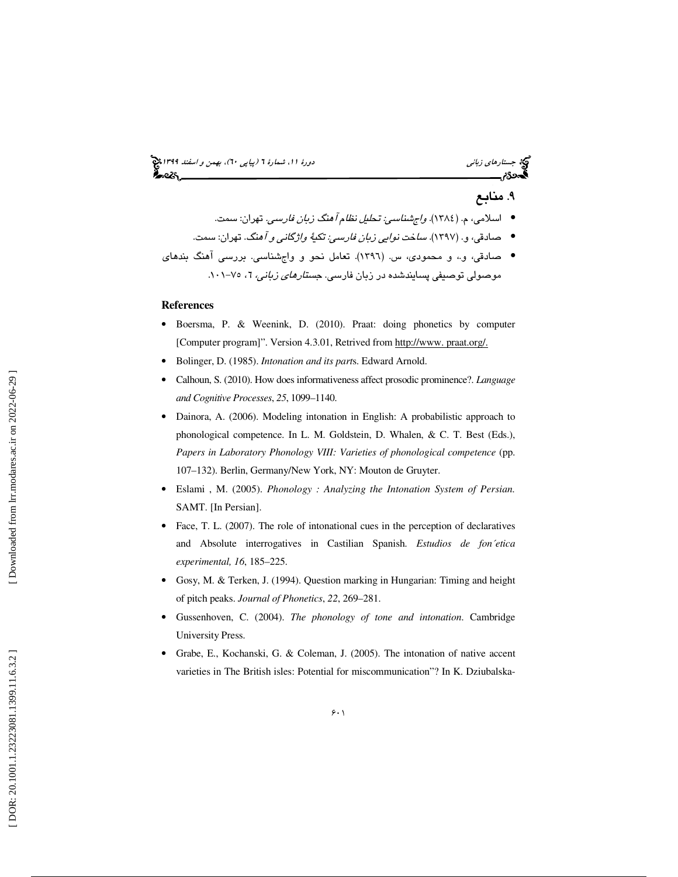## ۹. منابع

- اسلامی، م. (۱۳۸٤). *واج‌شناسی: تحلیل نظام آهنگ زبان فارسی*. تهران: سمت.
- صادقی، و. (۱۳۹۷). *ساخت نوایی زبان فارسی: تکیهٔ واژگانی و آهنگ*. تهران: سمت.
- صادقی، و.، و محمودی، س. (۱۳۹٦). تعامل نحو و واج‌شناسی. بررسی آهنگ بندهای موصولی توصیفی پسایندشده در زبان فارسی. *جستارهای زبانی*، ٦، ۷۵-۱۰۱.

**References**

- Boersma, P. & Weenink, D. (2010). Praat: doing phonetics by computer [Computer program]". Version 4.3.01, Retrived from http://www. praat.org/.
- Bolinger, D. (1985). *Intonation and its parts*. Edward Arnold.
- Calhoun, S. (2010). How does informativeness affect prosodic prominence?. *Language and Cognitive Processes*, *25*, 1099–1140.
- Dainora, A. (2006). Modeling intonation in English: A probabilistic approach to phonological competence. In L. M. Goldstein, D. Whalen, & C. T. Best (Eds.), *Papers in Laboratory Phonology VIII: Varieties of phonological competence* (pp. 107–132). Berlin, Germany/New York, NY: Mouton de Gruyter.
- Eslami , M. (2005). *Phonology : Analyzing the Intonation System of Persian*. SAMT. [In Persian].
- Face, T. L. (2007). The role of intonational cues in the perception of declaratives and Absolute interrogatives in Castilian Spanish. *Estudios de fon´etica experimental, 16*, 185–225.
- Gosy, M. & Terken, J. (1994). Question marking in Hungarian: Timing and height of pitch peaks. *Journal of Phonetics*, *22*, 269–281.
- Gussenhoven, C. (2004). *The phonology of tone and intonation*. Cambridge University Press.
- Grabe, E., Kochanski, G. & Coleman, J. (2005). The intonation of native accent varieties in The British isles: Potential for miscommunication"? In K. Dziubalska-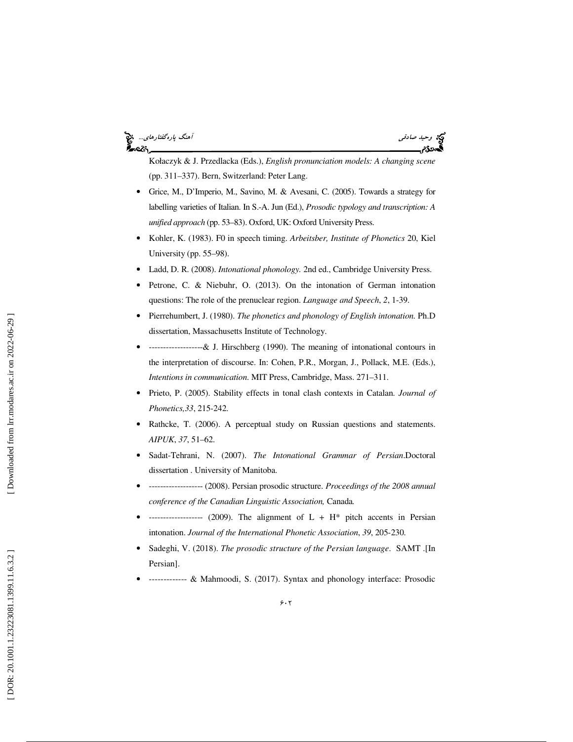Kołaczyk & J. Przedlacka (Eds.), *English pronunciation models: A changing scene* (pp. 311–337). Bern, Switzerland: Peter Lang.

- Grice, M., D'Imperio, M., Savino, M. & Avesani, C. (2005). Towards a strategy for labelling varieties of Italian. In S.-A. Jun (Ed.), *Prosodic typology and transcription: A unified approach* (pp. 53–83). Oxford, UK: Oxford University Press.
- Kohler, K. (1983). F0 in speech timing. *Arbeitsber, Institute of Phonetics* 20, Kiel University (pp. 55–98).
- Ladd, D. R. (2008). *Intonational phonology.* 2nd ed., Cambridge University Press.
- Petrone, C. & Niebuhr, O. (2013). On the intonation of German intonation questions: The role of the prenuclear region. *Language and Speech*, *2*, 1-39.
- Pierrehumbert, J. (1980). *The phonetics and phonology of English intonation.* Ph.D dissertation, Massachusetts Institute of Technology.
- -------------------& J. Hirschberg (1990). The meaning of intonational contours in the interpretation of discourse. In: Cohen, P.R., Morgan, J., Pollack, M.E. (Eds.), *Intentions in communication.* MIT Press, Cambridge, Mass. 271–311.
- Prieto, P. (2005). Stability effects in tonal clash contexts in Catalan. *Journal of Phonetics,33*, 215-242.
- Rathcke, T. (2006). A perceptual study on Russian questions and statements. *AIPUK*, *37*, 51–62.
- Sadat-Tehrani, N. (2007). *The Intonational Grammar of Persian*.Doctoral dissertation . University of Manitoba.
- ------------------- (2008). Persian prosodic structure. *Proceedings of the 2008 annual conference of the Canadian Linguistic Association,* Canada.
- ------------------- (2009). The alignment of L + H* pitch accents in Persian intonation. *Journal of the International Phonetic Association*, *39*, 205-230.
- Sadeghi, V. (2018). *The prosodic structure of the Persian language*. SAMT .[In Persian].
- ------------- & Mahmoodi, S. (2017). Syntax and phonology interface: Prosodic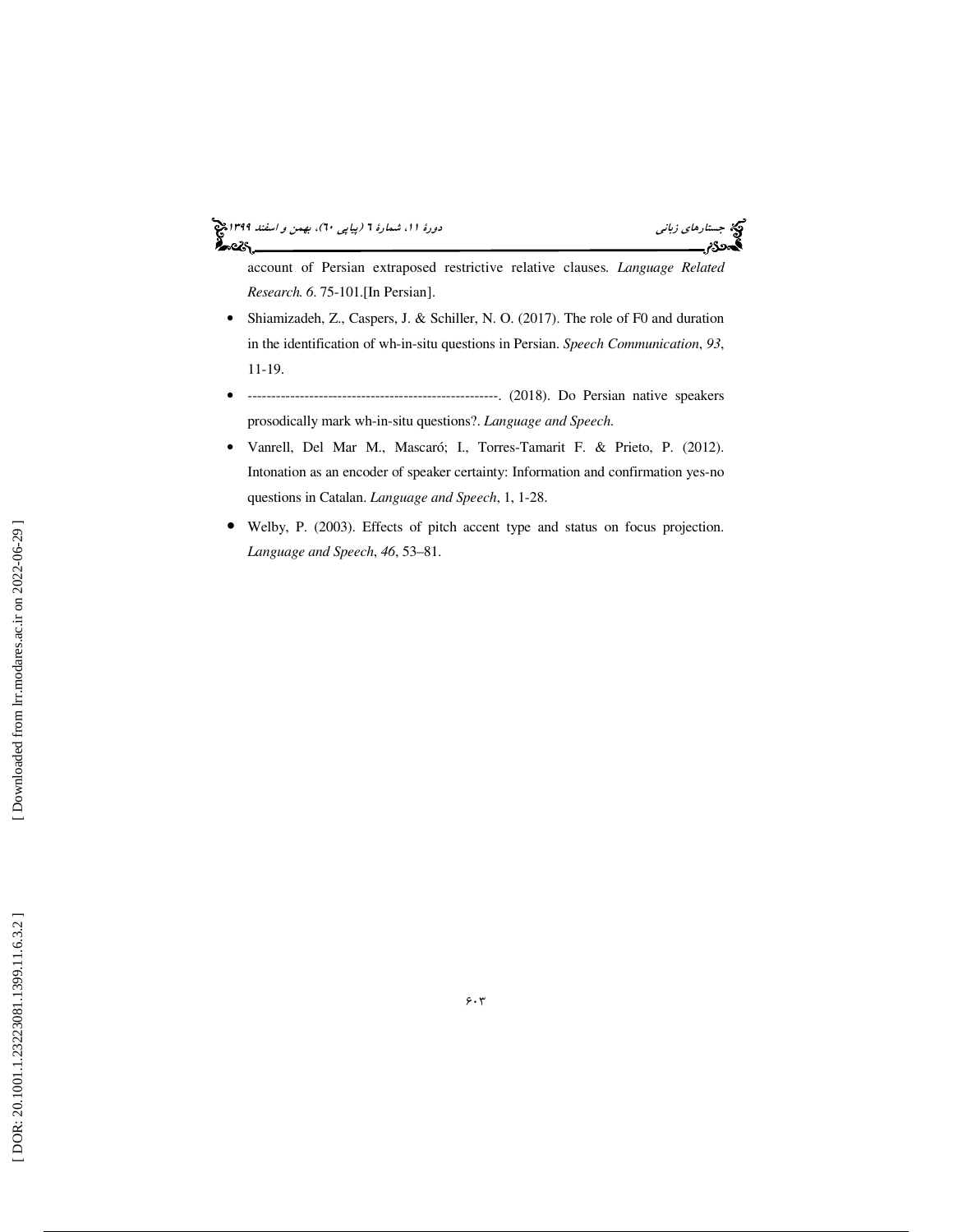account of Persian extraposed restrictive relative clauses. *Language Related Research. 6*. 75-101.[In Persian].

- Shiamizadeh, Z., Caspers, J. & Schiller, N. O. (2017). The role of F0 and duration in the identification of wh-in-situ questions in Persian. *Speech Communication*, *93*, 11-19.
- ------------------------------------------------------. (2018). Do Persian native speakers prosodically mark wh-in-situ questions?. *Language and Speech*.
- Vanrell, Del Mar M., Mascaró; I., Torres-Tamarit F. & Prieto, P. (2012). Intonation as an encoder of speaker certainty: Information and confirmation yes-no questions in Catalan. *Language and Speech*, 1, 1-28.
- Welby, P. (2003). Effects of pitch accent type and status on focus projection. *Language and Speech*, *46*, 53–81.